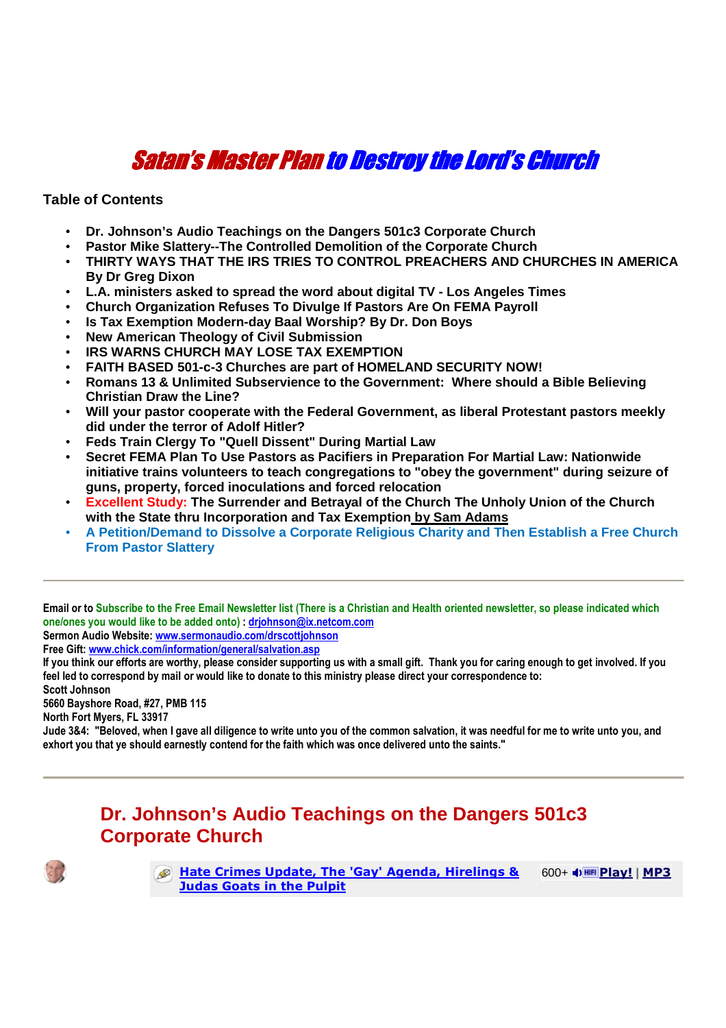# Satan's Master Plan to Destroy the Lord's Church

**Table of Contents**

- **Dr. Johnson's Audio Teachings on the Dangers 501c3 Corporate Church**
- **Pastor Mike Slattery--The Controlled Demolition of the Corporate Church**
- **THIRTY WAYS THAT THE IRS TRIES TO CONTROL PREACHERS AND CHURCHES IN AMERICA By Dr Greg Dixon**
- **L.A. ministers asked to spread the word about digital TV - Los Angeles Times**
- **Church Organization Refuses To Divulge If Pastors Are On FEMA Payroll**
- **Is Tax Exemption Modern-day Baal Worship? By Dr. Don Boys**
- **New American Theology of Civil Submission**
- **IRS WARNS CHURCH MAY LOSE TAX EXEMPTION**
- **FAITH BASED 501-c-3 Churches are part of HOMELAND SECURITY NOW!**
- **Romans 13 & Unlimited Subservience to the Government: Where should a Bible Believing Christian Draw the Line?**
- **Will your pastor cooperate with the Federal Government, as liberal Protestant pastors meekly did under the terror of Adolf Hitler?**
- **Feds Train Clergy To "Quell Dissent" During Martial Law**
- **Secret FEMA Plan To Use Pastors as Pacifiers in Preparation For Martial Law: Nationwide initiative trains volunteers to teach congregations to "obey the government" during seizure of guns, property, forced inoculations and forced relocation**
- **Excellent Study: The Surrender and Betrayal of the Church The Unholy Union of the Church with the State thru Incorporation and Tax Exemption by Sam Adams**
- **A Petition/Demand to Dissolve a Corporate Religious Charity and Then Establish a Free Church From Pastor Slattery**

---

**Email or to Subscribe to the Free Email Newsletter list (There is a Christian and Health oriented newsletter, so please indicated which one/ones you would like to be added onto) : drjohnson@ix.netcom.com**
**Sermon Audio Website: www.sermonaudio.com/drscottjohnson**
**Free Gift: www.chick.com/information/general/salvation.asp**
**If you think our efforts are worthy, please consider supporting us with a small gift. Thank you for caring enough to get involved. If you feel led to correspond by mail or would like to donate to this ministry please direct your correspondence to:**
**Scott Johnson**
**5660 Bayshore Road, #27, PMB 115**
**North Fort Myers, FL 33917**
**Jude 3&4: "Beloved, when I gave all diligence to write unto you of the common salvation, it was needful for me to write unto you, and exhort you that ye should earnestly contend for the faith which was once delivered unto the saints."**

---

## Dr. Johnson's Audio Teachings on the Dangers 501c3 Corporate Church

**Hate Crimes Update, The 'Gay' Agenda, Hirelings & Judas Goats in the Pulpit** 600+ **Play! | MP3**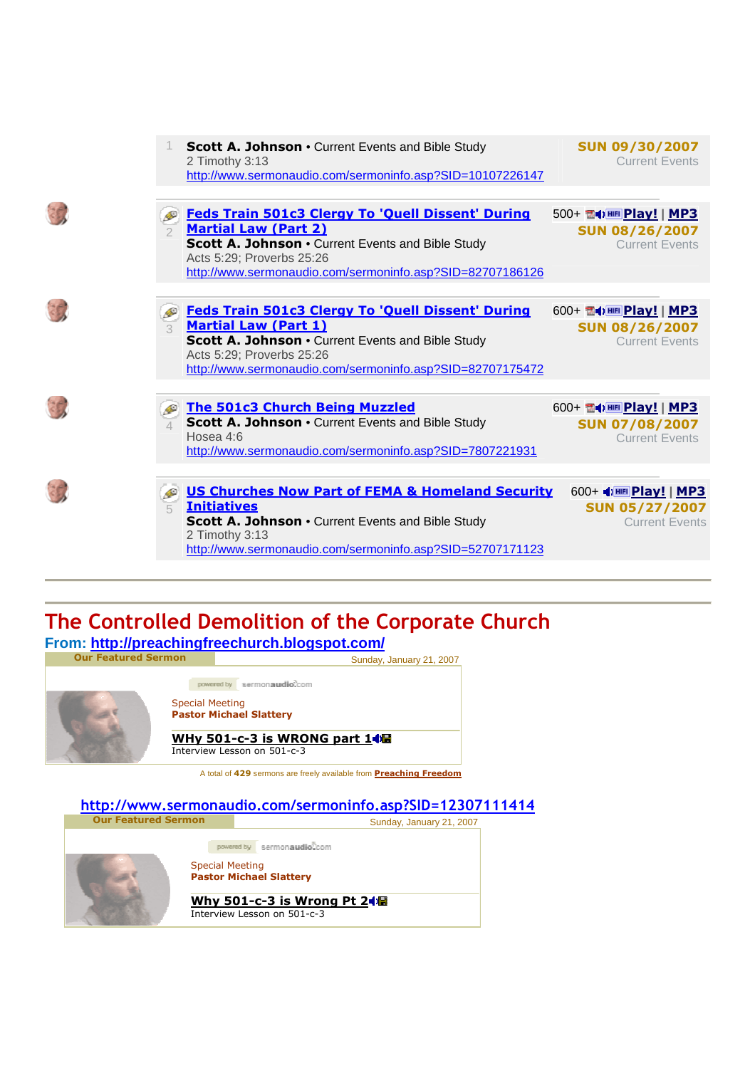1 **Scott A. Johnson** • Current Events and Bible Study
2 Timothy 3:13
http://www.sermonaudio.com/sermoninfo.asp?SID=10107226147

**SUN 09/30/2007**
Current Events

---

2 **Feds Train 501c3 Clergy To 'Quell Dissent' During Martial Law (Part 2)**
**Scott A. Johnson** • Current Events and Bible Study
Acts 5:29; Proverbs 25:26
http://www.sermonaudio.com/sermoninfo.asp?SID=82707186126

500+ **Play!** | **MP3**
**SUN 08/26/2007**
Current Events

---

3 **Feds Train 501c3 Clergy To 'Quell Dissent' During Martial Law (Part 1)**
**Scott A. Johnson** • Current Events and Bible Study
Acts 5:29; Proverbs 25:26
http://www.sermonaudio.com/sermoninfo.asp?SID=82707175472

600+ **Play!** | **MP3**
**SUN 08/26/2007**
Current Events

---

4 **The 501c3 Church Being Muzzled**
**Scott A. Johnson** • Current Events and Bible Study
Hosea 4:6
http://www.sermonaudio.com/sermoninfo.asp?SID=7807221931

600+ **Play!** | **MP3**
**SUN 07/08/2007**
Current Events

---

5 **US Churches Now Part of FEMA & Homeland Security Initiatives**
**Scott A. Johnson** • Current Events and Bible Study
2 Timothy 3:13
http://www.sermonaudio.com/sermoninfo.asp?SID=52707171123

600+ **Play!** | **MP3**
**SUN 05/27/2007**
Current Events

---

# The Controlled Demolition of the Corporate Church

**From: http://preachingfreechurch.blogspot.com/**

**Our Featured Sermon** — Sunday, January 21, 2007

powered by sermonaudio.com

Special Meeting
**Pastor Michael Slattery**

**WHy 501-c-3 is WRONG part 1**
Interview Lesson on 501-c-3

A total of **429** sermons are freely available from **Preaching Freedom**

**http://www.sermonaudio.com/sermoninfo.asp?SID=12307111414**

**Our Featured Sermon** — Sunday, January 21, 2007

powered by sermonaudio.com

Special Meeting
**Pastor Michael Slattery**

**Why 501-c-3 is Wrong Pt 2**
Interview Lesson on 501-c-3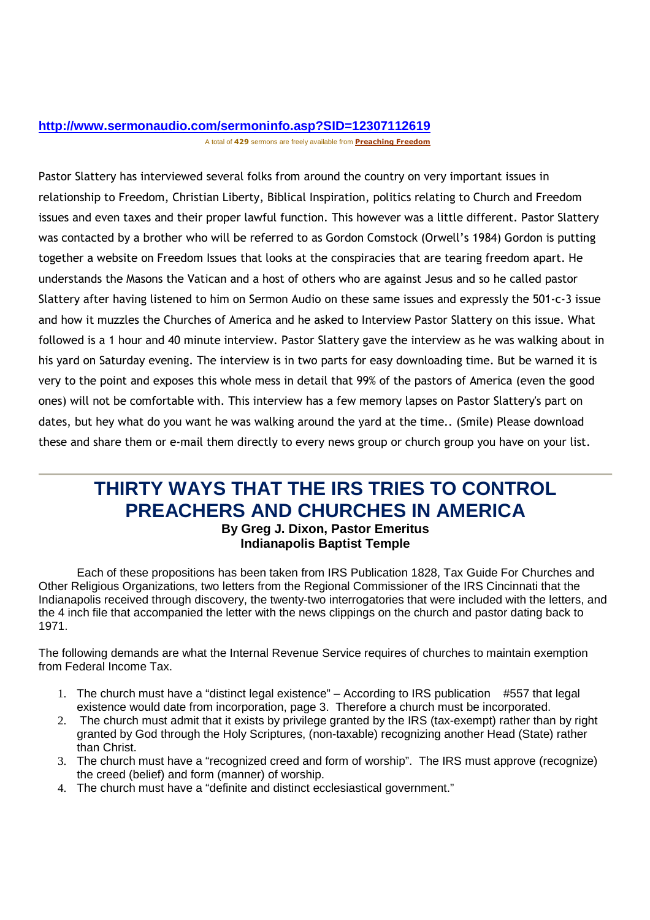http://www.sermonaudio.com/sermoninfo.asp?SID=12307112619

A total of **429** sermons are freely available from **Preaching Freedom**

Pastor Slattery has interviewed several folks from around the country on very important issues in relationship to Freedom, Christian Liberty, Biblical Inspiration, politics relating to Church and Freedom issues and even taxes and their proper lawful function. This however was a little different. Pastor Slattery was contacted by a brother who will be referred to as Gordon Comstock (Orwell's 1984) Gordon is putting together a website on Freedom Issues that looks at the conspiracies that are tearing freedom apart. He understands the Masons the Vatican and a host of others who are against Jesus and so he called pastor Slattery after having listened to him on Sermon Audio on these same issues and expressly the 501-c-3 issue and how it muzzles the Churches of America and he asked to Interview Pastor Slattery on this issue. What followed is a 1 hour and 40 minute interview. Pastor Slattery gave the interview as he was walking about in his yard on Saturday evening. The interview is in two parts for easy downloading time. But be warned it is very to the point and exposes this whole mess in detail that 99% of the pastors of America (even the good ones) will not be comfortable with. This interview has a few memory lapses on Pastor Slattery's part on dates, but hey what do you want he was walking around the yard at the time.. (Smile) Please download these and share them or e-mail them directly to every news group or church group you have on your list.

---

# THIRTY WAYS THAT THE IRS TRIES TO CONTROL PREACHERS AND CHURCHES IN AMERICA

**By Greg J. Dixon, Pastor Emeritus**
**Indianapolis Baptist Temple**

Each of these propositions has been taken from IRS Publication 1828, Tax Guide For Churches and Other Religious Organizations, two letters from the Regional Commissioner of the IRS Cincinnati that the Indianapolis received through discovery, the twenty-two interrogatories that were included with the letters, and the 4 inch file that accompanied the letter with the news clippings on the church and pastor dating back to 1971.

The following demands are what the Internal Revenue Service requires of churches to maintain exemption from Federal Income Tax.

1. The church must have a "distinct legal existence" – According to IRS publication #557 that legal existence would date from incorporation, page 3. Therefore a church must be incorporated.
2. The church must admit that it exists by privilege granted by the IRS (tax-exempt) rather than by right granted by God through the Holy Scriptures, (non-taxable) recognizing another Head (State) rather than Christ.
3. The church must have a "recognized creed and form of worship". The IRS must approve (recognize) the creed (belief) and form (manner) of worship.
4. The church must have a "definite and distinct ecclesiastical government."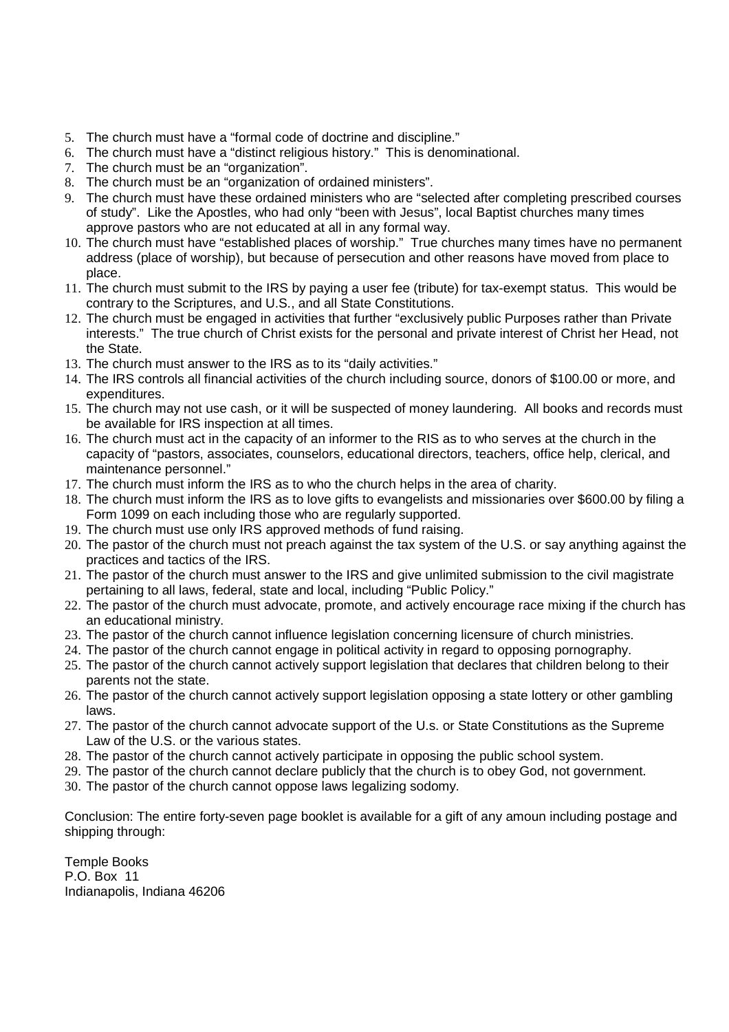5. The church must have a "formal code of doctrine and discipline."
6. The church must have a "distinct religious history." This is denominational.
7. The church must be an "organization".
8. The church must be an "organization of ordained ministers".
9. The church must have these ordained ministers who are "selected after completing prescribed courses of study". Like the Apostles, who had only "been with Jesus", local Baptist churches many times approve pastors who are not educated at all in any formal way.
10. The church must have "established places of worship." True churches many times have no permanent address (place of worship), but because of persecution and other reasons have moved from place to place.
11. The church must submit to the IRS by paying a user fee (tribute) for tax-exempt status. This would be contrary to the Scriptures, and U.S., and all State Constitutions.
12. The church must be engaged in activities that further "exclusively public Purposes rather than Private interests." The true church of Christ exists for the personal and private interest of Christ her Head, not the State.
13. The church must answer to the IRS as to its "daily activities."
14. The IRS controls all financial activities of the church including source, donors of $100.00 or more, and expenditures.
15. The church may not use cash, or it will be suspected of money laundering. All books and records must be available for IRS inspection at all times.
16. The church must act in the capacity of an informer to the RIS as to who serves at the church in the capacity of "pastors, associates, counselors, educational directors, teachers, office help, clerical, and maintenance personnel."
17. The church must inform the IRS as to who the church helps in the area of charity.
18. The church must inform the IRS as to love gifts to evangelists and missionaries over $600.00 by filing a Form 1099 on each including those who are regularly supported.
19. The church must use only IRS approved methods of fund raising.
20. The pastor of the church must not preach against the tax system of the U.S. or say anything against the practices and tactics of the IRS.
21. The pastor of the church must answer to the IRS and give unlimited submission to the civil magistrate pertaining to all laws, federal, state and local, including "Public Policy."
22. The pastor of the church must advocate, promote, and actively encourage race mixing if the church has an educational ministry.
23. The pastor of the church cannot influence legislation concerning licensure of church ministries.
24. The pastor of the church cannot engage in political activity in regard to opposing pornography.
25. The pastor of the church cannot actively support legislation that declares that children belong to their parents not the state.
26. The pastor of the church cannot actively support legislation opposing a state lottery or other gambling laws.
27. The pastor of the church cannot advocate support of the U.s. or State Constitutions as the Supreme Law of the U.S. or the various states.
28. The pastor of the church cannot actively participate in opposing the public school system.
29. The pastor of the church cannot declare publicly that the church is to obey God, not government.
30. The pastor of the church cannot oppose laws legalizing sodomy.

Conclusion: The entire forty-seven page booklet is available for a gift of any amoun including postage and shipping through:

Temple Books
P.O. Box 11
Indianapolis, Indiana 46206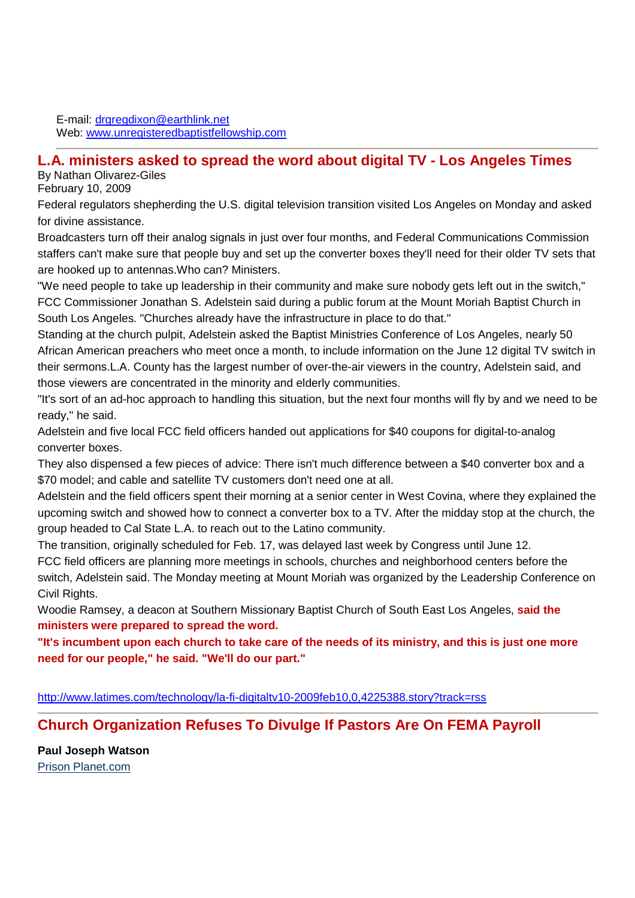E-mail: drgregdixon@earthlink.net
Web: www.unregisteredbaptistfellowship.com

---

## L.A. ministers asked to spread the word about digital TV - Los Angeles Times

By Nathan Olivarez-Giles
February 10, 2009

Federal regulators shepherding the U.S. digital television transition visited Los Angeles on Monday and asked for divine assistance.

Broadcasters turn off their analog signals in just over four months, and Federal Communications Commission staffers can't make sure that people buy and set up the converter boxes they'll need for their older TV sets that are hooked up to antennas.Who can? Ministers.

"We need people to take up leadership in their community and make sure nobody gets left out in the switch," FCC Commissioner Jonathan S. Adelstein said during a public forum at the Mount Moriah Baptist Church in South Los Angeles. "Churches already have the infrastructure in place to do that."

Standing at the church pulpit, Adelstein asked the Baptist Ministries Conference of Los Angeles, nearly 50 African American preachers who meet once a month, to include information on the June 12 digital TV switch in their sermons.L.A. County has the largest number of over-the-air viewers in the country, Adelstein said, and those viewers are concentrated in the minority and elderly communities.

"It's sort of an ad-hoc approach to handling this situation, but the next four months will fly by and we need to be ready," he said.

Adelstein and five local FCC field officers handed out applications for $40 coupons for digital-to-analog converter boxes.

They also dispensed a few pieces of advice: There isn't much difference between a $40 converter box and a $70 model; and cable and satellite TV customers don't need one at all.

Adelstein and the field officers spent their morning at a senior center in West Covina, where they explained the upcoming switch and showed how to connect a converter box to a TV. After the midday stop at the church, the group headed to Cal State L.A. to reach out to the Latino community.

The transition, originally scheduled for Feb. 17, was delayed last week by Congress until June 12.

FCC field officers are planning more meetings in schools, churches and neighborhood centers before the switch, Adelstein said. The Monday meeting at Mount Moriah was organized by the Leadership Conference on Civil Rights.

Woodie Ramsey, a deacon at Southern Missionary Baptist Church of South East Los Angeles, **said the ministers were prepared to spread the word.**

**"It's incumbent upon each church to take care of the needs of its ministry, and this is just one more need for our people," he said. "We'll do our part."**

http://www.latimes.com/technology/la-fi-digitaltv10-2009feb10,0,4225388.story?track=rss

---

## Church Organization Refuses To Divulge If Pastors Are On FEMA Payroll

**Paul Joseph Watson**
Prison Planet.com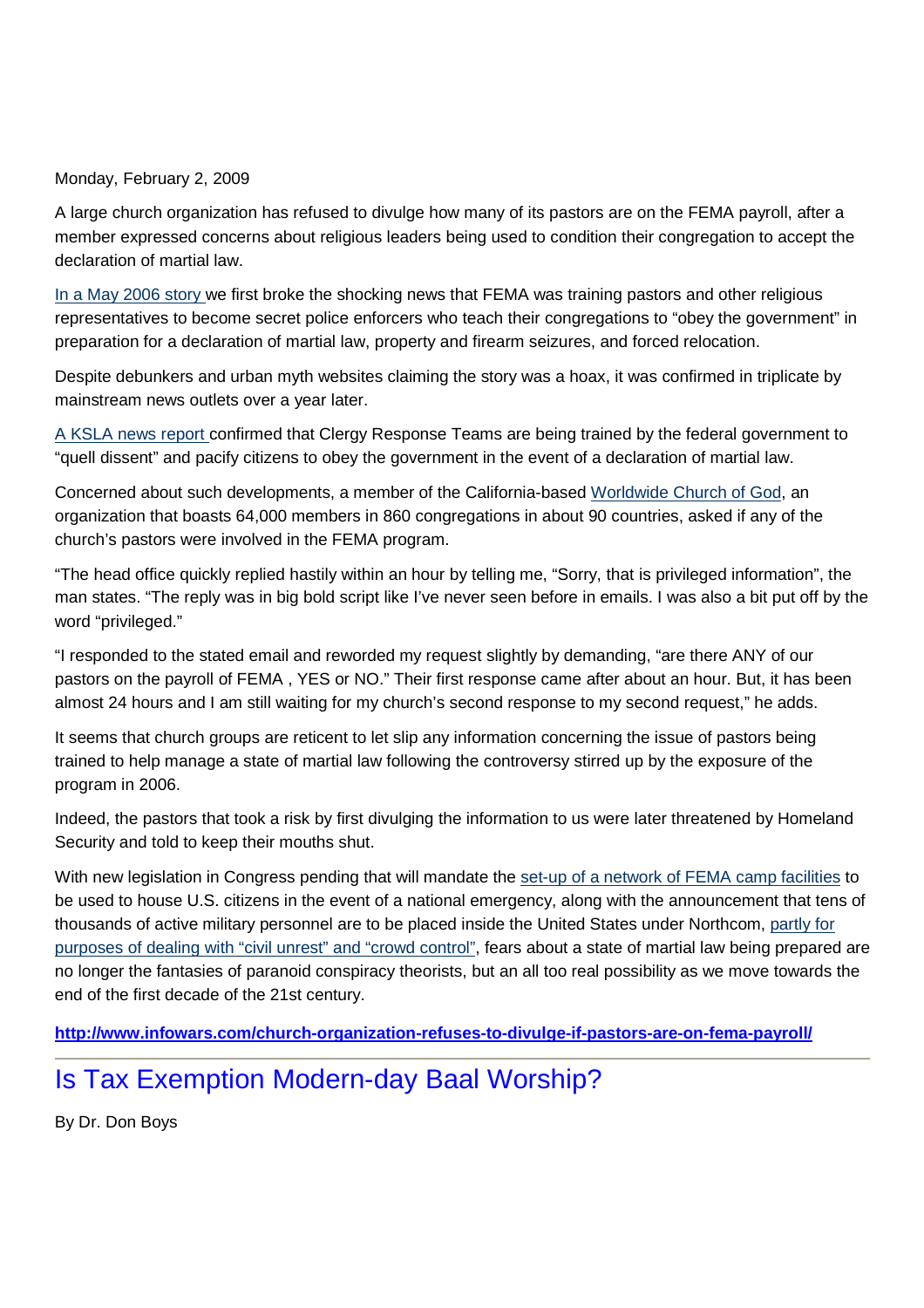Monday, February 2, 2009

A large church organization has refused to divulge how many of its pastors are on the FEMA payroll, after a member expressed concerns about religious leaders being used to condition their congregation to accept the declaration of martial law.

[In a May 2006 story](#) we first broke the shocking news that FEMA was training pastors and other religious representatives to become secret police enforcers who teach their congregations to "obey the government" in preparation for a declaration of martial law, property and firearm seizures, and forced relocation.

Despite debunkers and urban myth websites claiming the story was a hoax, it was confirmed in triplicate by mainstream news outlets over a year later.

[A KSLA news report](#) confirmed that Clergy Response Teams are being trained by the federal government to "quell dissent" and pacify citizens to obey the government in the event of a declaration of martial law.

Concerned about such developments, a member of the California-based [Worldwide Church of God](#), an organization that boasts 64,000 members in 860 congregations in about 90 countries, asked if any of the church's pastors were involved in the FEMA program.

"The head office quickly replied hastily within an hour by telling me, "Sorry, that is privileged information", the man states. "The reply was in big bold script like I've never seen before in emails. I was also a bit put off by the word "privileged."

"I responded to the stated email and reworded my request slightly by demanding, "are there ANY of our pastors on the payroll of FEMA , YES or NO." Their first response came after about an hour. But, it has been almost 24 hours and I am still waiting for my church's second response to my second request," he adds.

It seems that church groups are reticent to let slip any information concerning the issue of pastors being trained to help manage a state of martial law following the controversy stirred up by the exposure of the program in 2006.

Indeed, the pastors that took a risk by first divulging the information to us were later threatened by Homeland Security and told to keep their mouths shut.

With new legislation in Congress pending that will mandate the [set-up of a network of FEMA camp facilities](#) to be used to house U.S. citizens in the event of a national emergency, along with the announcement that tens of thousands of active military personnel are to be placed inside the United States under Northcom, [partly for purposes of dealing with "civil unrest" and "crowd control"](#), fears about a state of martial law being prepared are no longer the fantasies of paranoid conspiracy theorists, but an all too real possibility as we move towards the end of the first decade of the 21st century.

**[http://www.infowars.com/church-organization-refuses-to-divulge-if-pastors-are-on-fema-payroll/](http://www.infowars.com/church-organization-refuses-to-divulge-if-pastors-are-on-fema-payroll/)**

---

## Is Tax Exemption Modern-day Baal Worship?

By Dr. Don Boys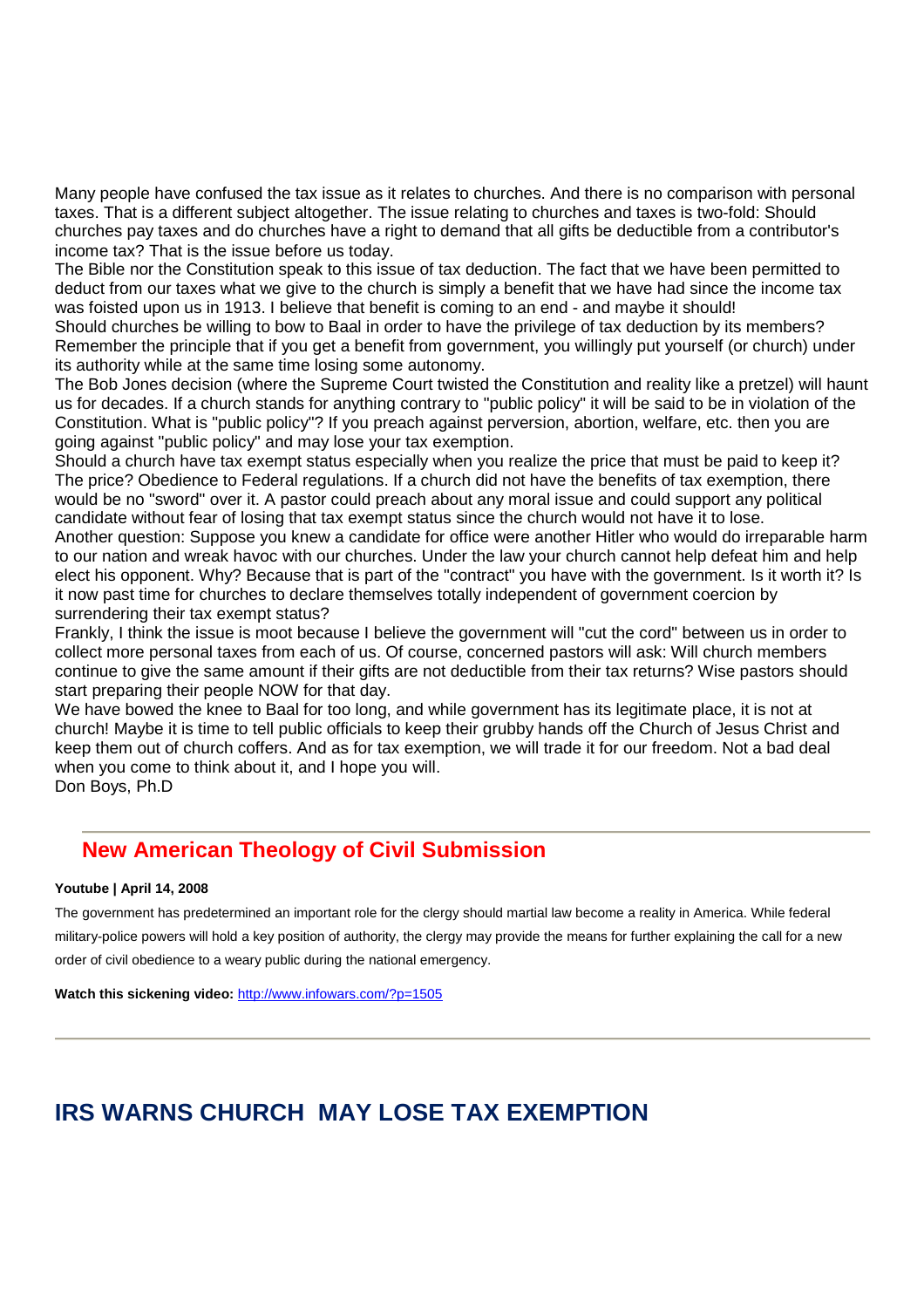Many people have confused the tax issue as it relates to churches. And there is no comparison with personal taxes. That is a different subject altogether. The issue relating to churches and taxes is two-fold: Should churches pay taxes and do churches have a right to demand that all gifts be deductible from a contributor's income tax? That is the issue before us today.

The Bible nor the Constitution speak to this issue of tax deduction. The fact that we have been permitted to deduct from our taxes what we give to the church is simply a benefit that we have had since the income tax was foisted upon us in 1913. I believe that benefit is coming to an end - and maybe it should!

Should churches be willing to bow to Baal in order to have the privilege of tax deduction by its members? Remember the principle that if you get a benefit from government, you willingly put yourself (or church) under its authority while at the same time losing some autonomy.

The Bob Jones decision (where the Supreme Court twisted the Constitution and reality like a pretzel) will haunt us for decades. If a church stands for anything contrary to "public policy" it will be said to be in violation of the Constitution. What is "public policy"? If you preach against perversion, abortion, welfare, etc. then you are going against "public policy" and may lose your tax exemption.

Should a church have tax exempt status especially when you realize the price that must be paid to keep it? The price? Obedience to Federal regulations. If a church did not have the benefits of tax exemption, there would be no "sword" over it. A pastor could preach about any moral issue and could support any political candidate without fear of losing that tax exempt status since the church would not have it to lose.

Another question: Suppose you knew a candidate for office were another Hitler who would do irreparable harm to our nation and wreak havoc with our churches. Under the law your church cannot help defeat him and help elect his opponent. Why? Because that is part of the "contract" you have with the government. Is it worth it? Is it now past time for churches to declare themselves totally independent of government coercion by surrendering their tax exempt status?

Frankly, I think the issue is moot because I believe the government will "cut the cord" between us in order to collect more personal taxes from each of us. Of course, concerned pastors will ask: Will church members continue to give the same amount if their gifts are not deductible from their tax returns? Wise pastors should start preparing their people NOW for that day.

We have bowed the knee to Baal for too long, and while government has its legitimate place, it is not at church! Maybe it is time to tell public officials to keep their grubby hands off the Church of Jesus Christ and keep them out of church coffers. And as for tax exemption, we will trade it for our freedom. Not a bad deal when you come to think about it, and I hope you will.

Don Boys, Ph.D

---

## New American Theology of Civil Submission

**Youtube | April 14, 2008**

The government has predetermined an important role for the clergy should martial law become a reality in America. While federal military-police powers will hold a key position of authority, the clergy may provide the means for further explaining the call for a new order of civil obedience to a weary public during the national emergency.

**Watch this sickening video:** http://www.infowars.com/?p=1505

---

# IRS WARNS CHURCH MAY LOSE TAX EXEMPTION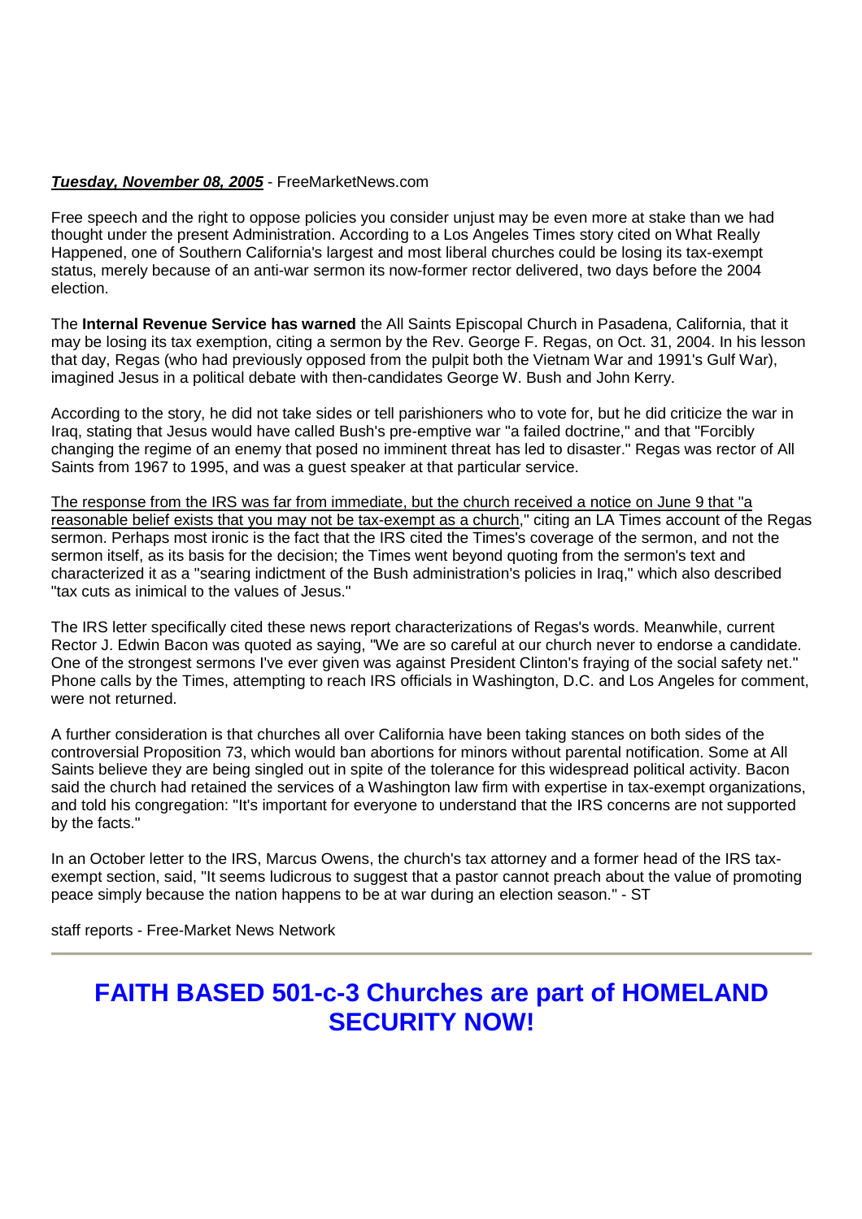***Tuesday, November 08, 2005*** - FreeMarketNews.com

Free speech and the right to oppose policies you consider unjust may be even more at stake than we had thought under the present Administration. According to a Los Angeles Times story cited on What Really Happened, one of Southern California's largest and most liberal churches could be losing its tax-exempt status, merely because of an anti-war sermon its now-former rector delivered, two days before the 2004 election.

The **Internal Revenue Service has warned** the All Saints Episcopal Church in Pasadena, California, that it may be losing its tax exemption, citing a sermon by the Rev. George F. Regas, on Oct. 31, 2004. In his lesson that day, Regas (who had previously opposed from the pulpit both the Vietnam War and 1991's Gulf War), imagined Jesus in a political debate with then-candidates George W. Bush and John Kerry.

According to the story, he did not take sides or tell parishioners who to vote for, but he did criticize the war in Iraq, stating that Jesus would have called Bush's pre-emptive war "a failed doctrine," and that "Forcibly changing the regime of an enemy that posed no imminent threat has led to disaster." Regas was rector of All Saints from 1967 to 1995, and was a guest speaker at that particular service.

The response from the IRS was far from immediate, but the church received a notice on June 9 that "a reasonable belief exists that you may not be tax-exempt as a church," citing an LA Times account of the Regas sermon. Perhaps most ironic is the fact that the IRS cited the Times's coverage of the sermon, and not the sermon itself, as its basis for the decision; the Times went beyond quoting from the sermon's text and characterized it as a "searing indictment of the Bush administration's policies in Iraq," which also described "tax cuts as inimical to the values of Jesus."

The IRS letter specifically cited these news report characterizations of Regas's words. Meanwhile, current Rector J. Edwin Bacon was quoted as saying, "We are so careful at our church never to endorse a candidate. One of the strongest sermons I've ever given was against President Clinton's fraying of the social safety net." Phone calls by the Times, attempting to reach IRS officials in Washington, D.C. and Los Angeles for comment, were not returned.

A further consideration is that churches all over California have been taking stances on both sides of the controversial Proposition 73, which would ban abortions for minors without parental notification. Some at All Saints believe they are being singled out in spite of the tolerance for this widespread political activity. Bacon said the church had retained the services of a Washington law firm with expertise in tax-exempt organizations, and told his congregation: "It's important for everyone to understand that the IRS concerns are not supported by the facts."

In an October letter to the IRS, Marcus Owens, the church's tax attorney and a former head of the IRS tax-exempt section, said, "It seems ludicrous to suggest that a pastor cannot preach about the value of promoting peace simply because the nation happens to be at war during an election season." - ST

staff reports - Free-Market News Network

---

## FAITH BASED 501-c-3 Churches are part of HOMELAND SECURITY NOW!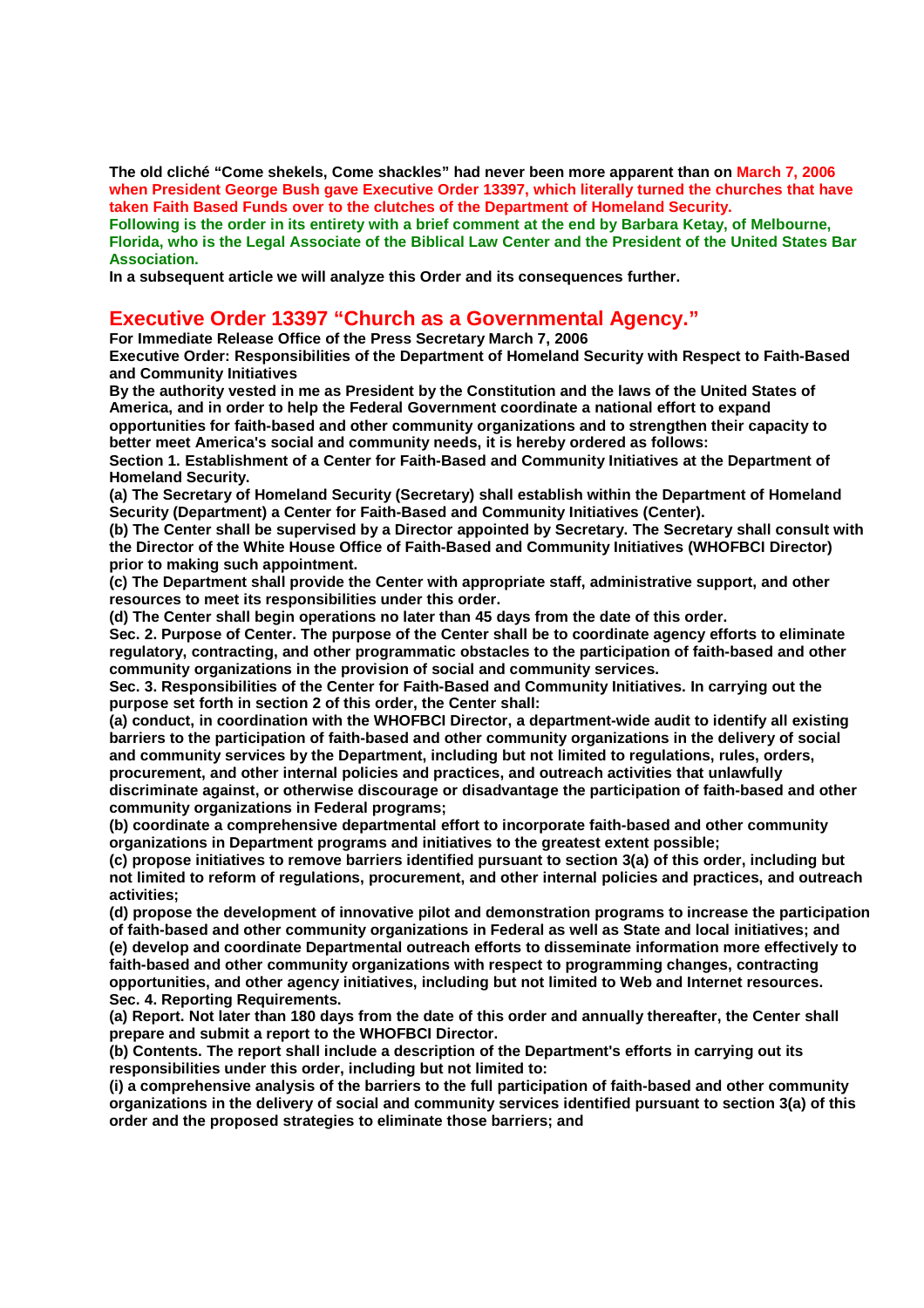**The old cliché "Come shekels, Come shackles" had never been more apparent than on March 7, 2006 when President George Bush gave Executive Order 13397, which literally turned the churches that have taken Faith Based Funds over to the clutches of the Department of Homeland Security.**

**Following is the order in its entirety with a brief comment at the end by Barbara Ketay, of Melbourne, Florida, who is the Legal Associate of the Biblical Law Center and the President of the United States Bar Association.**

**In a subsequent article we will analyze this Order and its consequences further.**

## Executive Order 13397 "Church as a Governmental Agency."

**For Immediate Release Office of the Press Secretary March 7, 2006**

**Executive Order: Responsibilities of the Department of Homeland Security with Respect to Faith-Based and Community Initiatives**

**By the authority vested in me as President by the Constitution and the laws of the United States of America, and in order to help the Federal Government coordinate a national effort to expand opportunities for faith-based and other community organizations and to strengthen their capacity to better meet America's social and community needs, it is hereby ordered as follows:**

**Section 1. Establishment of a Center for Faith-Based and Community Initiatives at the Department of Homeland Security.**

**(a) The Secretary of Homeland Security (Secretary) shall establish within the Department of Homeland Security (Department) a Center for Faith-Based and Community Initiatives (Center).**

**(b) The Center shall be supervised by a Director appointed by Secretary. The Secretary shall consult with the Director of the White House Office of Faith-Based and Community Initiatives (WHOFBCI Director) prior to making such appointment.**

**(c) The Department shall provide the Center with appropriate staff, administrative support, and other resources to meet its responsibilities under this order.**

**(d) The Center shall begin operations no later than 45 days from the date of this order.**

**Sec. 2. Purpose of Center. The purpose of the Center shall be to coordinate agency efforts to eliminate regulatory, contracting, and other programmatic obstacles to the participation of faith-based and other community organizations in the provision of social and community services.**

**Sec. 3. Responsibilities of the Center for Faith-Based and Community Initiatives. In carrying out the purpose set forth in section 2 of this order, the Center shall:**

**(a) conduct, in coordination with the WHOFBCI Director, a department-wide audit to identify all existing barriers to the participation of faith-based and other community organizations in the delivery of social and community services by the Department, including but not limited to regulations, rules, orders, procurement, and other internal policies and practices, and outreach activities that unlawfully discriminate against, or otherwise discourage or disadvantage the participation of faith-based and other community organizations in Federal programs;**

**(b) coordinate a comprehensive departmental effort to incorporate faith-based and other community organizations in Department programs and initiatives to the greatest extent possible;**

**(c) propose initiatives to remove barriers identified pursuant to section 3(a) of this order, including but not limited to reform of regulations, procurement, and other internal policies and practices, and outreach activities;**

**(d) propose the development of innovative pilot and demonstration programs to increase the participation of faith-based and other community organizations in Federal as well as State and local initiatives; and**

**(e) develop and coordinate Departmental outreach efforts to disseminate information more effectively to faith-based and other community organizations with respect to programming changes, contracting opportunities, and other agency initiatives, including but not limited to Web and Internet resources.**

**Sec. 4. Reporting Requirements.**

**(a) Report. Not later than 180 days from the date of this order and annually thereafter, the Center shall prepare and submit a report to the WHOFBCI Director.**

**(b) Contents. The report shall include a description of the Department's efforts in carrying out its responsibilities under this order, including but not limited to:**

**(i) a comprehensive analysis of the barriers to the full participation of faith-based and other community organizations in the delivery of social and community services identified pursuant to section 3(a) of this order and the proposed strategies to eliminate those barriers; and**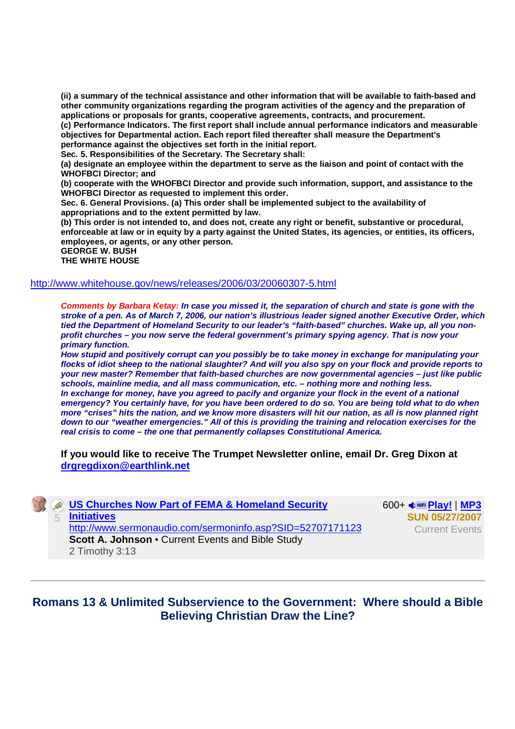**(ii) a summary of the technical assistance and other information that will be available to faith-based and other community organizations regarding the program activities of the agency and the preparation of applications or proposals for grants, cooperative agreements, contracts, and procurement.**
**(c) Performance Indicators. The first report shall include annual performance indicators and measurable objectives for Departmental action. Each report filed thereafter shall measure the Department's performance against the objectives set forth in the initial report.**
**Sec. 5. Responsibilities of the Secretary. The Secretary shall:**
**(a) designate an employee within the department to serve as the liaison and point of contact with the WHOFBCI Director; and**
**(b) cooperate with the WHOFBCI Director and provide such information, support, and assistance to the WHOFBCI Director as requested to implement this order.**
**Sec. 6. General Provisions. (a) This order shall be implemented subject to the availability of appropriations and to the extent permitted by law.**
**(b) This order is not intended to, and does not, create any right or benefit, substantive or procedural, enforceable at law or in equity by a party against the United States, its agencies, or entities, its officers, employees, or agents, or any other person.**
**GEORGE W. BUSH**
**THE WHITE HOUSE**

http://www.whitehouse.gov/news/releases/2006/03/20060307-5.html

***Comments by Barbara Ketay:** In case you missed it, the separation of church and state is gone with the stroke of a pen. As of March 7, 2006, our nation's illustrious leader signed another Executive Order, which tied the Department of Homeland Security to our leader's "faith-based" churches. Wake up, all you non-profit churches – you now serve the federal government's primary spying agency. That is now your primary function.*
***How stupid and positively corrupt can you possibly be to take money in exchange for manipulating your flocks of idiot sheep to the national slaughter? And will you also spy on your flock and provide reports to your new master? Remember that faith-based churches are now governmental agencies – just like public schools, mainline media, and all mass communication, etc. – nothing more and nothing less.***
***In exchange for money, have you agreed to pacify and organize your flock in the event of a national emergency? You certainly have, for you have been ordered to do so. You are being told what to do when more "crises" hits the nation, and we know more disasters will hit our nation, as all is now planned right down to our "weather emergencies." All of this is providing the training and relocation exercises for the real crisis to come – the one that permanently collapses Constitutional America.***

**If you would like to receive The Trumpet Newsletter online, email Dr. Greg Dixon at drgregdixon@earthlink.net**

**US Churches Now Part of FEMA & Homeland Security Initiatives**
http://www.sermonaudio.com/sermoninfo.asp?SID=52707171123
**Scott A. Johnson** • Current Events and Bible Study
2 Timothy 3:13
5

600+ **Play!** | **MP3**
**SUN 05/27/2007**
Current Events

---

## Romans 13 & Unlimited Subservience to the Government: Where should a Bible Believing Christian Draw the Line?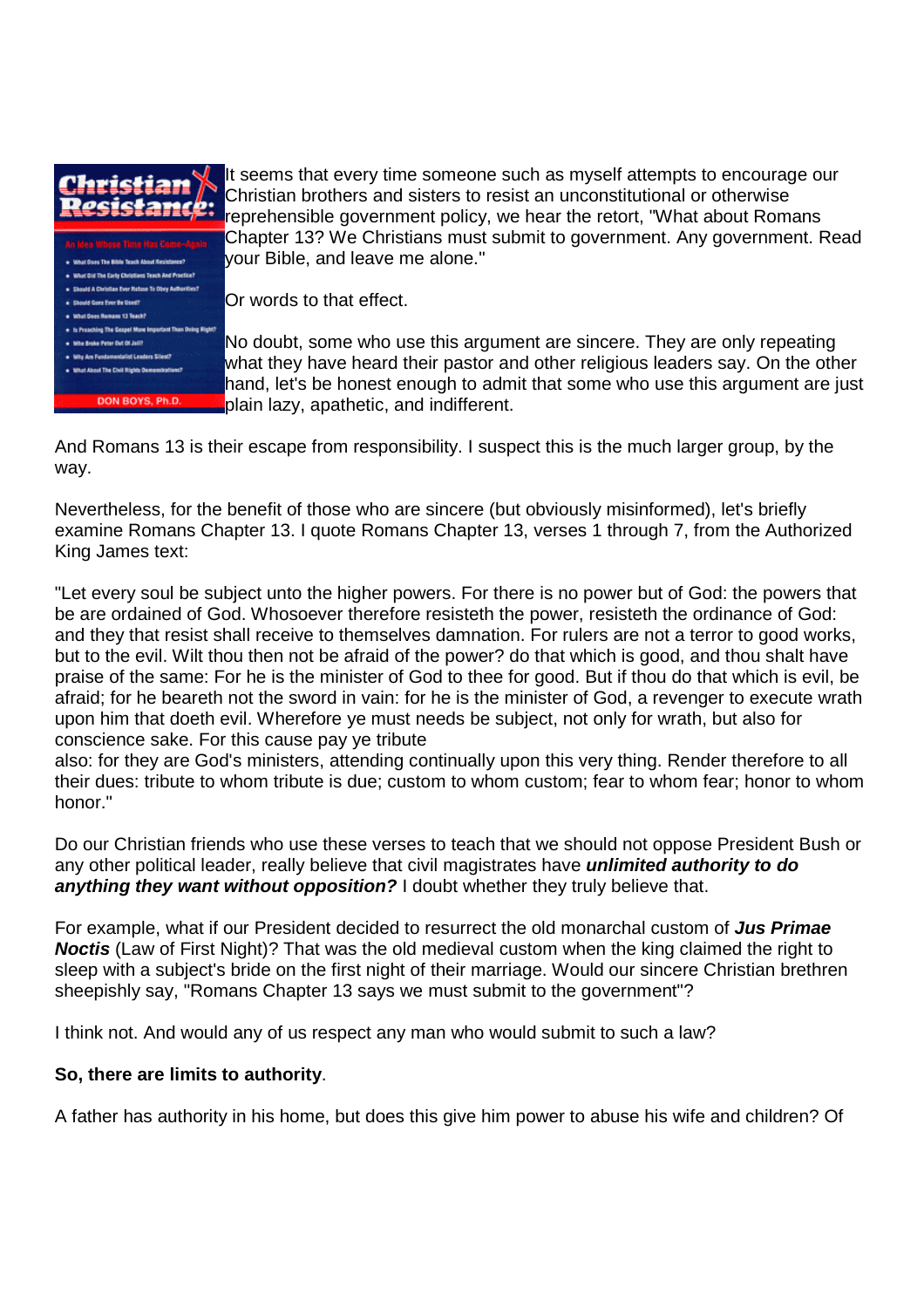It seems that every time someone such as myself attempts to encourage our Christian brothers and sisters to resist an unconstitutional or otherwise reprehensible government policy, we hear the retort, "What about Romans Chapter 13? We Christians must submit to government. Any government. Read your Bible, and leave me alone."

Or words to that effect.

No doubt, some who use this argument are sincere. They are only repeating what they have heard their pastor and other religious leaders say. On the other hand, let's be honest enough to admit that some who use this argument are just plain lazy, apathetic, and indifferent.

And Romans 13 is their escape from responsibility. I suspect this is the much larger group, by the way.

Nevertheless, for the benefit of those who are sincere (but obviously misinformed), let's briefly examine Romans Chapter 13. I quote Romans Chapter 13, verses 1 through 7, from the Authorized King James text:

"Let every soul be subject unto the higher powers. For there is no power but of God: the powers that be are ordained of God. Whosoever therefore resisteth the power, resisteth the ordinance of God: and they that resist shall receive to themselves damnation. For rulers are not a terror to good works, but to the evil. Wilt thou then not be afraid of the power? do that which is good, and thou shalt have praise of the same: For he is the minister of God to thee for good. But if thou do that which is evil, be afraid; for he beareth not the sword in vain: for he is the minister of God, a revenger to execute wrath upon him that doeth evil. Wherefore ye must needs be subject, not only for wrath, but also for conscience sake. For this cause pay ye tribute also: for they are God's ministers, attending continually upon this very thing. Render therefore to all their dues: tribute to whom tribute is due; custom to whom custom; fear to whom fear; honor to whom honor."

Do our Christian friends who use these verses to teach that we should not oppose President Bush or any other political leader, really believe that civil magistrates have ***unlimited authority to do anything they want without opposition?*** I doubt whether they truly believe that.

For example, what if our President decided to resurrect the old monarchal custom of ***Jus Primae Noctis*** (Law of First Night)? That was the old medieval custom when the king claimed the right to sleep with a subject's bride on the first night of their marriage. Would our sincere Christian brethren sheepishly say, "Romans Chapter 13 says we must submit to the government"?

I think not. And would any of us respect any man who would submit to such a law?

**So, there are limits to authority**.

A father has authority in his home, but does this give him power to abuse his wife and children? Of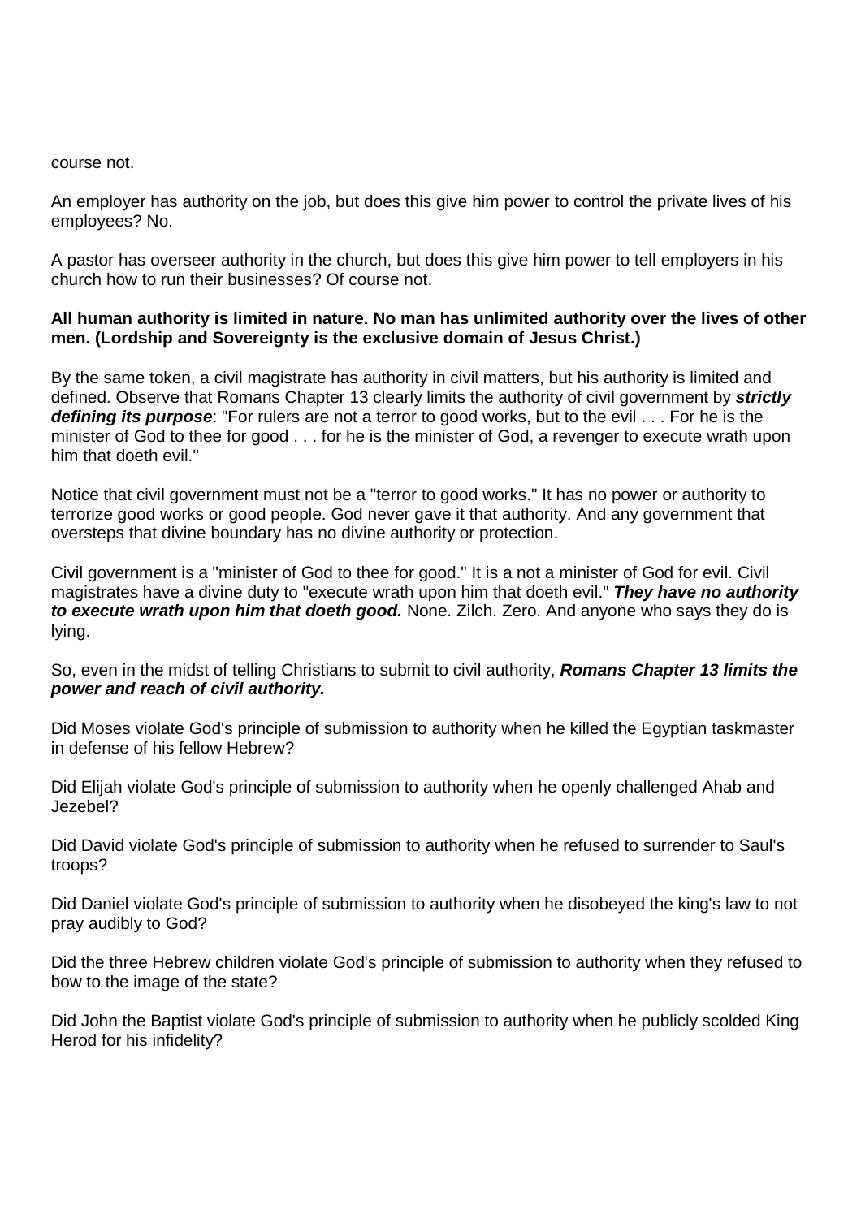course not.

An employer has authority on the job, but does this give him power to control the private lives of his employees? No.

A pastor has overseer authority in the church, but does this give him power to tell employers in his church how to run their businesses? Of course not.

**All human authority is limited in nature. No man has unlimited authority over the lives of other men. (Lordship and Sovereignty is the exclusive domain of Jesus Christ.)**

By the same token, a civil magistrate has authority in civil matters, but his authority is limited and defined. Observe that Romans Chapter 13 clearly limits the authority of civil government by ***strictly defining its purpose***: "For rulers are not a terror to good works, but to the evil . . . For he is the minister of God to thee for good . . . for he is the minister of God, a revenger to execute wrath upon him that doeth evil."

Notice that civil government must not be a "terror to good works." It has no power or authority to terrorize good works or good people. God never gave it that authority. And any government that oversteps that divine boundary has no divine authority or protection.

Civil government is a "minister of God to thee for good." It is a not a minister of God for evil. Civil magistrates have a divine duty to "execute wrath upon him that doeth evil." ***They have no authority to execute wrath upon him that doeth good.*** None. Zilch. Zero. And anyone who says they do is lying.

So, even in the midst of telling Christians to submit to civil authority, ***Romans Chapter 13 limits the power and reach of civil authority.***

Did Moses violate God's principle of submission to authority when he killed the Egyptian taskmaster in defense of his fellow Hebrew?

Did Elijah violate God's principle of submission to authority when he openly challenged Ahab and Jezebel?

Did David violate God's principle of submission to authority when he refused to surrender to Saul's troops?

Did Daniel violate God's principle of submission to authority when he disobeyed the king's law to not pray audibly to God?

Did the three Hebrew children violate God's principle of submission to authority when they refused to bow to the image of the state?

Did John the Baptist violate God's principle of submission to authority when he publicly scolded King Herod for his infidelity?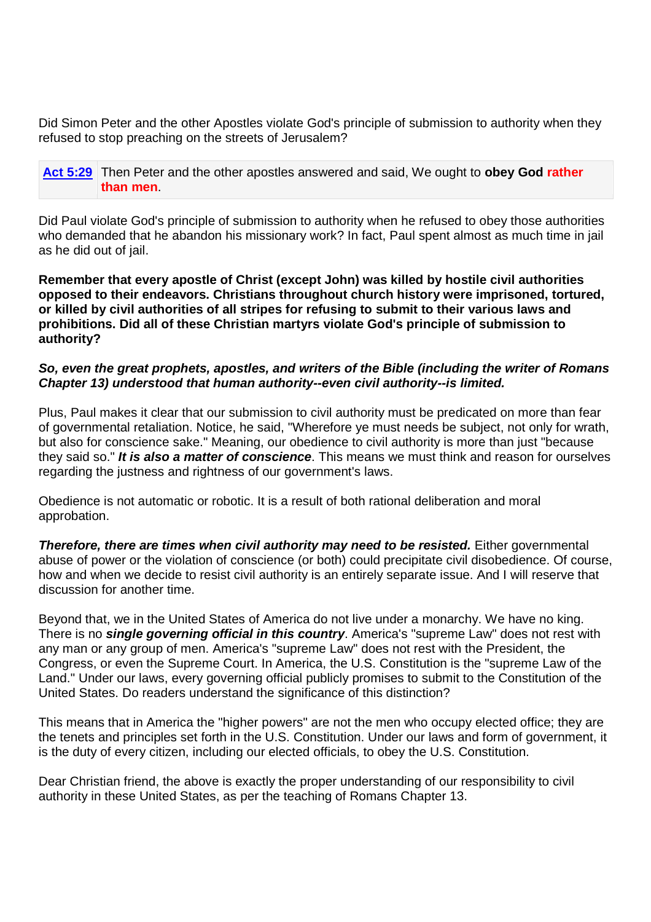Did Simon Peter and the other Apostles violate God's principle of submission to authority when they refused to stop preaching on the streets of Jerusalem?

| Act 5:29 | Then Peter and the other apostles answered and said, We ought to **obey God** **rather than men**. |
|---|---|

Did Paul violate God's principle of submission to authority when he refused to obey those authorities who demanded that he abandon his missionary work? In fact, Paul spent almost as much time in jail as he did out of jail.

**Remember that every apostle of Christ (except John) was killed by hostile civil authorities opposed to their endeavors. Christians throughout church history were imprisoned, tortured, or killed by civil authorities of all stripes for refusing to submit to their various laws and prohibitions. Did all of these Christian martyrs violate God's principle of submission to authority?**

***So, even the great prophets, apostles, and writers of the Bible (including the writer of Romans Chapter 13) understood that human authority--even civil authority--is limited.***

Plus, Paul makes it clear that our submission to civil authority must be predicated on more than fear of governmental retaliation. Notice, he said, "Wherefore ye must needs be subject, not only for wrath, but also for conscience sake." Meaning, our obedience to civil authority is more than just "because they said so." ***It is also a matter of conscience***. This means we must think and reason for ourselves regarding the justness and rightness of our government's laws.

Obedience is not automatic or robotic. It is a result of both rational deliberation and moral approbation.

***Therefore, there are times when civil authority may need to be resisted.*** Either governmental abuse of power or the violation of conscience (or both) could precipitate civil disobedience. Of course, how and when we decide to resist civil authority is an entirely separate issue. And I will reserve that discussion for another time.

Beyond that, we in the United States of America do not live under a monarchy. We have no king. There is no ***single governing official in this country***. America's "supreme Law" does not rest with any man or any group of men. America's "supreme Law" does not rest with the President, the Congress, or even the Supreme Court. In America, the U.S. Constitution is the "supreme Law of the Land." Under our laws, every governing official publicly promises to submit to the Constitution of the United States. Do readers understand the significance of this distinction?

This means that in America the "higher powers" are not the men who occupy elected office; they are the tenets and principles set forth in the U.S. Constitution. Under our laws and form of government, it is the duty of every citizen, including our elected officials, to obey the U.S. Constitution.

Dear Christian friend, the above is exactly the proper understanding of our responsibility to civil authority in these United States, as per the teaching of Romans Chapter 13.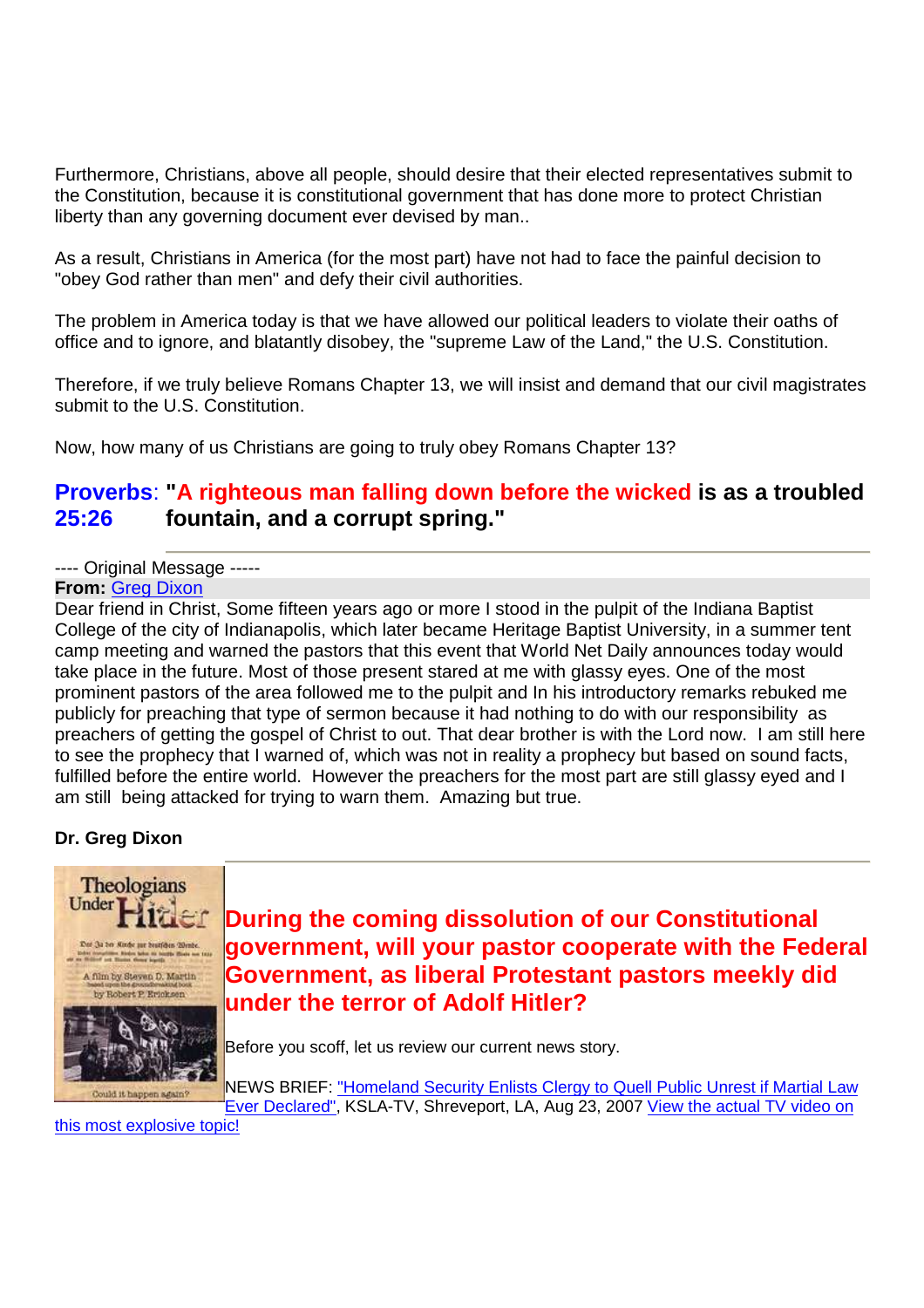Furthermore, Christians, above all people, should desire that their elected representatives submit to the Constitution, because it is constitutional government that has done more to protect Christian liberty than any governing document ever devised by man..

As a result, Christians in America (for the most part) have not had to face the painful decision to "obey God rather than men" and defy their civil authorities.

The problem in America today is that we have allowed our political leaders to violate their oaths of office and to ignore, and blatantly disobey, the "supreme Law of the Land," the U.S. Constitution.

Therefore, if we truly believe Romans Chapter 13, we will insist and demand that our civil magistrates submit to the U.S. Constitution.

Now, how many of us Christians are going to truly obey Romans Chapter 13?

**Proverbs 25:26: "A righteous man falling down before the wicked is as a troubled fountain, and a corrupt spring."**

---

---- Original Message -----
**From:** Greg Dixon

Dear friend in Christ, Some fifteen years ago or more I stood in the pulpit of the Indiana Baptist College of the city of Indianapolis, which later became Heritage Baptist University, in a summer tent camp meeting and warned the pastors that this event that World Net Daily announces today would take place in the future. Most of those present stared at me with glassy eyes. One of the most prominent pastors of the area followed me to the pulpit and In his introductory remarks rebuked me publicly for preaching that type of sermon because it had nothing to do with our responsibility as preachers of getting the gospel of Christ to out. That dear brother is with the Lord now. I am still here to see the prophecy that I warned of, which was not in reality a prophecy but based on sound facts, fulfilled before the entire world. However the preachers for the most part are still glassy eyed and I am still being attacked for trying to warn them. Amazing but true.

**Dr. Greg Dixon**

---

## During the coming dissolution of our Constitutional government, will your pastor cooperate with the Federal Government, as liberal Protestant pastors meekly did under the terror of Adolf Hitler?

Before you scoff, let us review our current news story.

NEWS BRIEF: "Homeland Security Enlists Clergy to Quell Public Unrest if Martial Law Ever Declared", KSLA-TV, Shreveport, LA, Aug 23, 2007 View the actual TV video on this most explosive topic!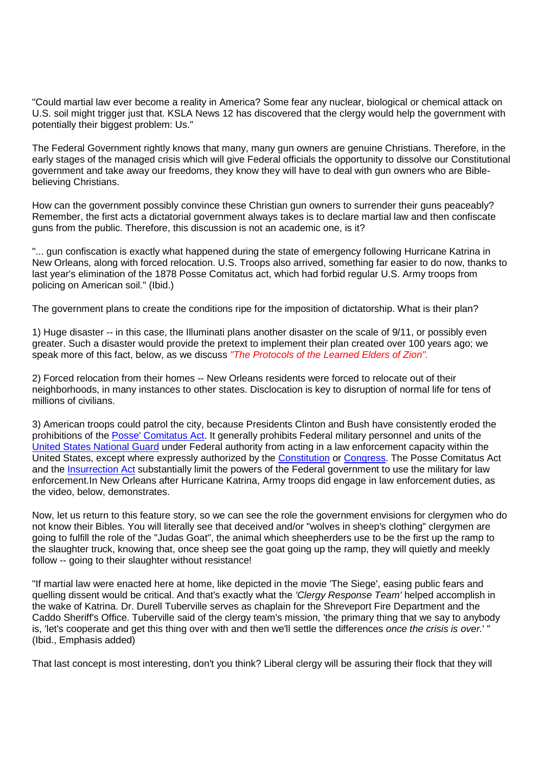"Could martial law ever become a reality in America? Some fear any nuclear, biological or chemical attack on U.S. soil might trigger just that. KSLA News 12 has discovered that the clergy would help the government with potentially their biggest problem: Us."

The Federal Government rightly knows that many, many gun owners are genuine Christians. Therefore, in the early stages of the managed crisis which will give Federal officials the opportunity to dissolve our Constitutional government and take away our freedoms, they know they will have to deal with gun owners who are Bible-believing Christians.

How can the government possibly convince these Christian gun owners to surrender their guns peaceably? Remember, the first acts a dictatorial government always takes is to declare martial law and then confiscate guns from the public. Therefore, this discussion is not an academic one, is it?

"... gun confiscation is exactly what happened during the state of emergency following Hurricane Katrina in New Orleans, along with forced relocation. U.S. Troops also arrived, something far easier to do now, thanks to last year's elimination of the 1878 Posse Comitatus act, which had forbid regular U.S. Army troops from policing on American soil." (Ibid.)

The government plans to create the conditions ripe for the imposition of dictatorship. What is their plan?

1) Huge disaster -- in this case, the Illuminati plans another disaster on the scale of 9/11, or possibly even greater. Such a disaster would provide the pretext to implement their plan created over 100 years ago; we speak more of this fact, below, as we discuss *"The Protocols of the Learned Elders of Zion".*

2) Forced relocation from their homes -- New Orleans residents were forced to relocate out of their neighborhoods, in many instances to other states. Disclocation is key to disruption of normal life for tens of millions of civilians.

3) American troops could patrol the city, because Presidents Clinton and Bush have consistently eroded the prohibitions of the Posse' Comitatus Act. It generally prohibits Federal military personnel and units of the United States National Guard under Federal authority from acting in a law enforcement capacity within the United States, except where expressly authorized by the Constitution or Congress. The Posse Comitatus Act and the Insurrection Act substantially limit the powers of the Federal government to use the military for law enforcement.In New Orleans after Hurricane Katrina, Army troops did engage in law enforcement duties, as the video, below, demonstrates.

Now, let us return to this feature story, so we can see the role the government envisions for clergymen who do not know their Bibles. You will literally see that deceived and/or "wolves in sheep's clothing" clergymen are going to fulfill the role of the "Judas Goat", the animal which sheepherders use to be the first up the ramp to the slaughter truck, knowing that, once sheep see the goat going up the ramp, they will quietly and meekly follow -- going to their slaughter without resistance!

"If martial law were enacted here at home, like depicted in the movie 'The Siege', easing public fears and quelling dissent would be critical. And that's exactly what the *'Clergy Response Team'* helped accomplish in the wake of Katrina. Dr. Durell Tuberville serves as chaplain for the Shreveport Fire Department and the Caddo Sheriff's Office. Tuberville said of the clergy team's mission, 'the primary thing that we say to anybody is, 'let's cooperate and get this thing over with and then we'll settle the differences *once the crisis is over.*' " (Ibid., Emphasis added)

That last concept is most interesting, don't you think? Liberal clergy will be assuring their flock that they will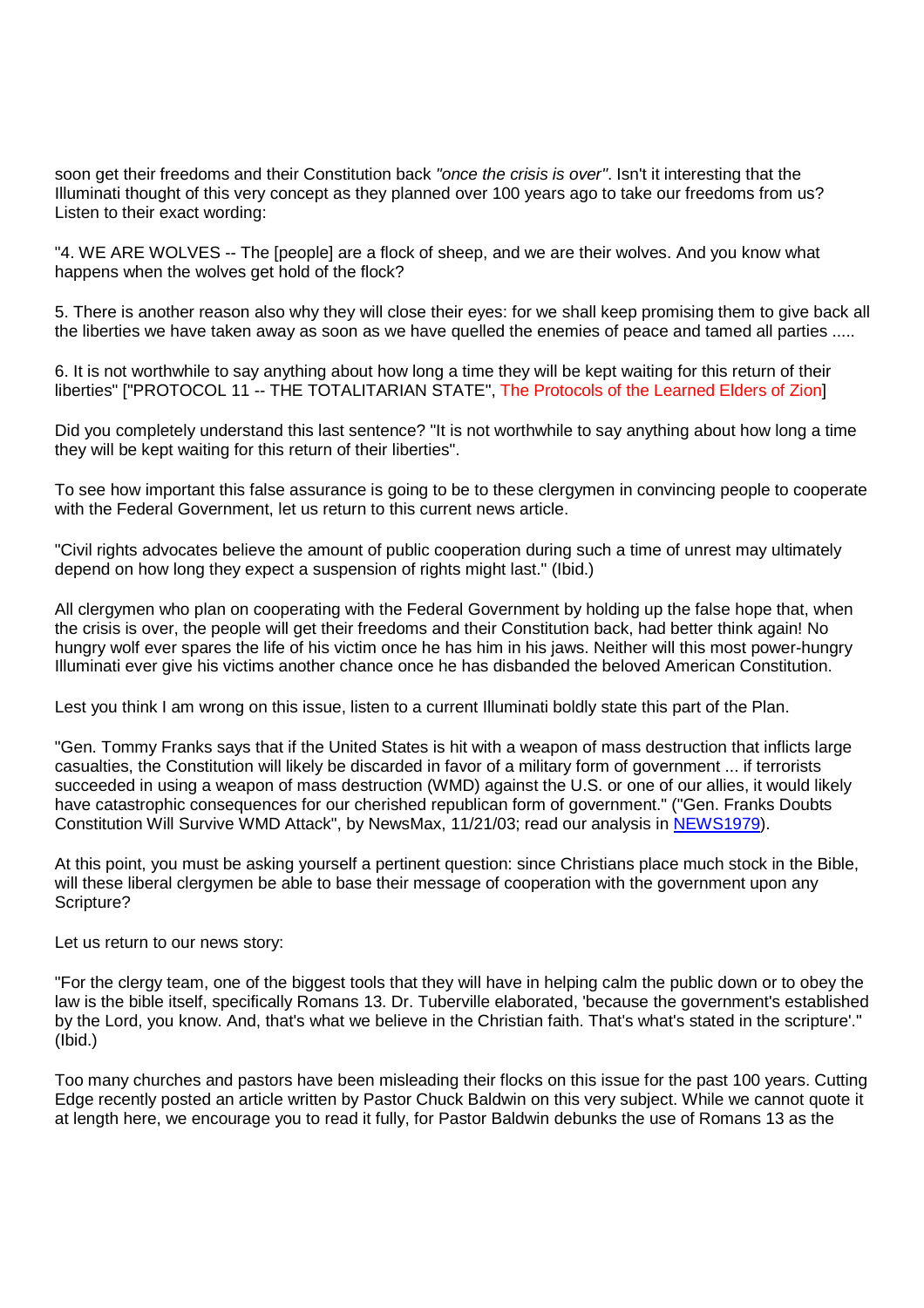soon get their freedoms and their Constitution back *"once the crisis is over"*. Isn't it interesting that the Illuminati thought of this very concept as they planned over 100 years ago to take our freedoms from us? Listen to their exact wording:

"4. WE ARE WOLVES -- The [people] are a flock of sheep, and we are their wolves. And you know what happens when the wolves get hold of the flock?

5. There is another reason also why they will close their eyes: for we shall keep promising them to give back all the liberties we have taken away as soon as we have quelled the enemies of peace and tamed all parties .....

6. It is not worthwhile to say anything about how long a time they will be kept waiting for this return of their liberties" ["PROTOCOL 11 -- THE TOTALITARIAN STATE", The Protocols of the Learned Elders of Zion]

Did you completely understand this last sentence? "It is not worthwhile to say anything about how long a time they will be kept waiting for this return of their liberties".

To see how important this false assurance is going to be to these clergymen in convincing people to cooperate with the Federal Government, let us return to this current news article.

"Civil rights advocates believe the amount of public cooperation during such a time of unrest may ultimately depend on how long they expect a suspension of rights might last." (Ibid.)

All clergymen who plan on cooperating with the Federal Government by holding up the false hope that, when the crisis is over, the people will get their freedoms and their Constitution back, had better think again! No hungry wolf ever spares the life of his victim once he has him in his jaws. Neither will this most power-hungry Illuminati ever give his victims another chance once he has disbanded the beloved American Constitution.

Lest you think I am wrong on this issue, listen to a current Illuminati boldly state this part of the Plan.

"Gen. Tommy Franks says that if the United States is hit with a weapon of mass destruction that inflicts large casualties, the Constitution will likely be discarded in favor of a military form of government ... if terrorists succeeded in using a weapon of mass destruction (WMD) against the U.S. or one of our allies, it would likely have catastrophic consequences for our cherished republican form of government." ("Gen. Franks Doubts Constitution Will Survive WMD Attack", by NewsMax, 11/21/03; read our analysis in NEWS1979).

At this point, you must be asking yourself a pertinent question: since Christians place much stock in the Bible, will these liberal clergymen be able to base their message of cooperation with the government upon any Scripture?

Let us return to our news story:

"For the clergy team, one of the biggest tools that they will have in helping calm the public down or to obey the law is the bible itself, specifically Romans 13. Dr. Tuberville elaborated, 'because the government's established by the Lord, you know. And, that's what we believe in the Christian faith. That's what's stated in the scripture'." (Ibid.)

Too many churches and pastors have been misleading their flocks on this issue for the past 100 years. Cutting Edge recently posted an article written by Pastor Chuck Baldwin on this very subject. While we cannot quote it at length here, we encourage you to read it fully, for Pastor Baldwin debunks the use of Romans 13 as the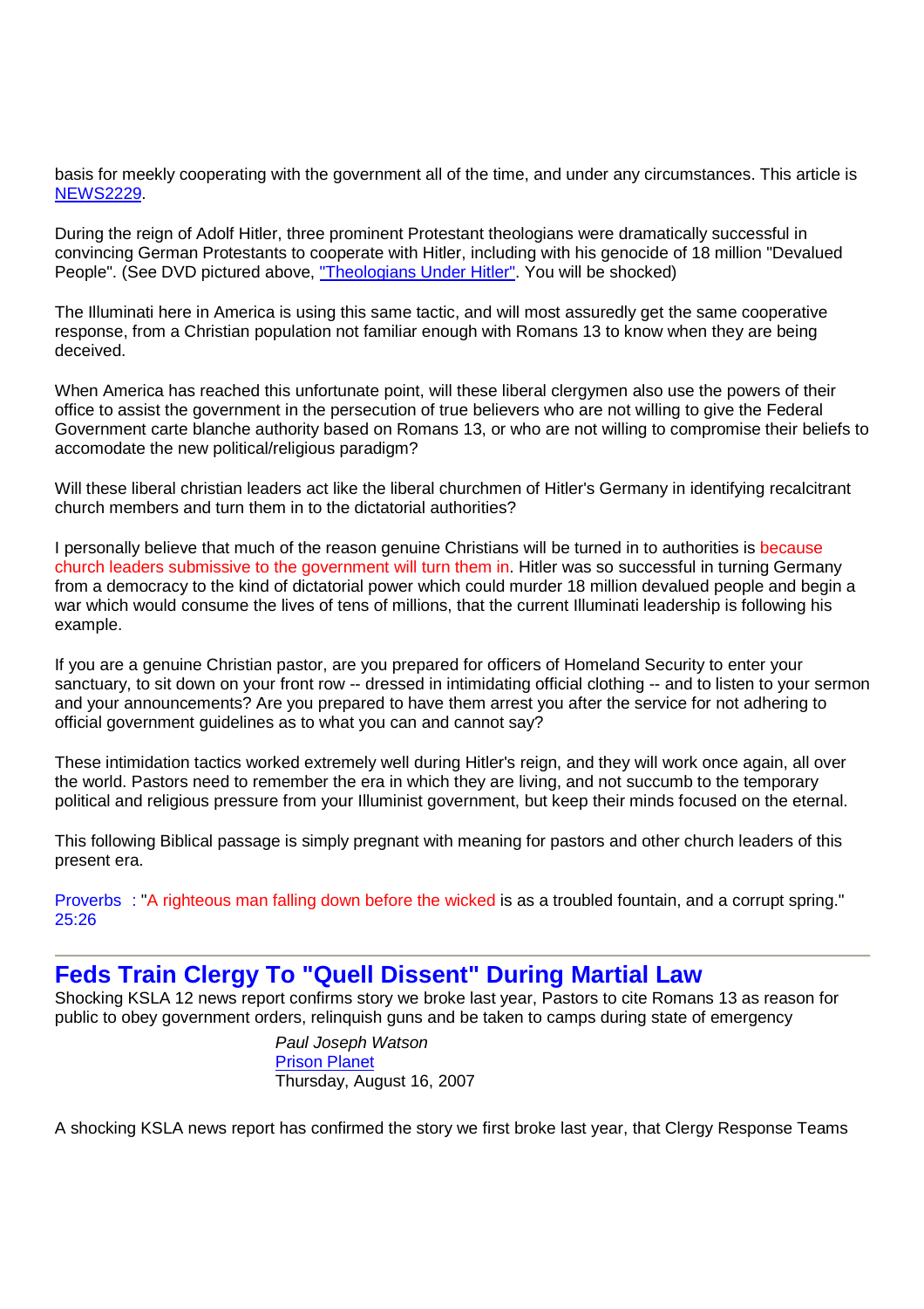basis for meekly cooperating with the government all of the time, and under any circumstances. This article is [NEWS2229](NEWS2229).

During the reign of Adolf Hitler, three prominent Protestant theologians were dramatically successful in convincing German Protestants to cooperate with Hitler, including with his genocide of 18 million "Devalued People". (See DVD pictured above, ["Theologians Under Hitler"](Theologians Under Hitler). You will be shocked)

The Illuminati here in America is using this same tactic, and will most assuredly get the same cooperative response, from a Christian population not familiar enough with Romans 13 to know when they are being deceived.

When America has reached this unfortunate point, will these liberal clergymen also use the powers of their office to assist the government in the persecution of true believers who are not willing to give the Federal Government carte blanche authority based on Romans 13, or who are not willing to compromise their beliefs to accomodate the new political/religious paradigm?

Will these liberal christian leaders act like the liberal churchmen of Hitler's Germany in identifying recalcitrant church members and turn them in to the dictatorial authorities?

I personally believe that much of the reason genuine Christians will be turned in to authorities is because church leaders submissive to the government will turn them in. Hitler was so successful in turning Germany from a democracy to the kind of dictatorial power which could murder 18 million devalued people and begin a war which would consume the lives of tens of millions, that the current Illuminati leadership is following his example.

If you are a genuine Christian pastor, are you prepared for officers of Homeland Security to enter your sanctuary, to sit down on your front row -- dressed in intimidating official clothing -- and to listen to your sermon and your announcements? Are you prepared to have them arrest you after the service for not adhering to official government guidelines as to what you can and cannot say?

These intimidation tactics worked extremely well during Hitler's reign, and they will work once again, all over the world. Pastors need to remember the era in which they are living, and not succumb to the temporary political and religious pressure from your Illuminist government, but keep their minds focused on the eternal.

This following Biblical passage is simply pregnant with meaning for pastors and other church leaders of this present era.

Proverbs 25:26 : "A righteous man falling down before the wicked is as a troubled fountain, and a corrupt spring."

---

## Feds Train Clergy To "Quell Dissent" During Martial Law

Shocking KSLA 12 news report confirms story we broke last year, Pastors to cite Romans 13 as reason for public to obey government orders, relinquish guns and be taken to camps during state of emergency

*Paul Joseph Watson*
[Prison Planet](Prison Planet)
Thursday, August 16, 2007

A shocking KSLA news report has confirmed the story we first broke last year, that Clergy Response Teams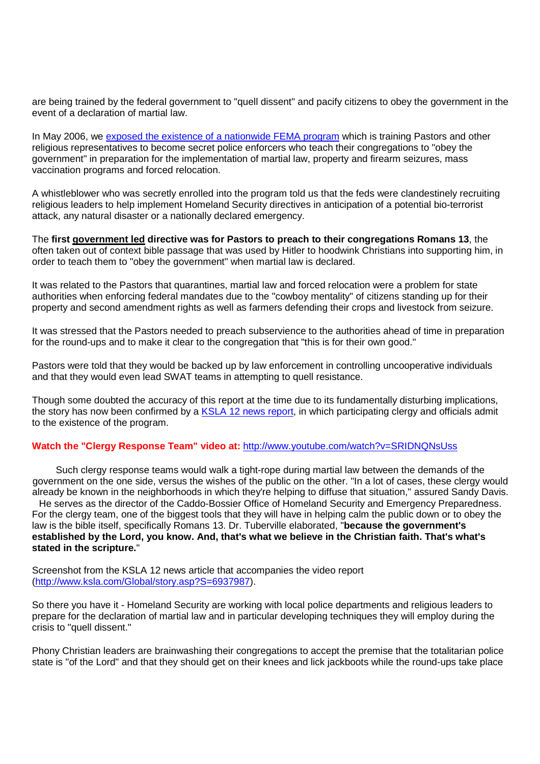are being trained by the federal government to "quell dissent" and pacify citizens to obey the government in the event of a declaration of martial law.

In May 2006, we [exposed the existence of a nationwide FEMA program](#) which is training Pastors and other religious representatives to become secret police enforcers who teach their congregations to "obey the government" in preparation for the implementation of martial law, property and firearm seizures, mass vaccination programs and forced relocation.

A whistleblower who was secretly enrolled into the program told us that the feds were clandestinely recruiting religious leaders to help implement Homeland Security directives in anticipation of a potential bio-terrorist attack, any natural disaster or a nationally declared emergency.

The **first <u>government led</u> directive was for Pastors to preach to their congregations Romans 13**, the often taken out of context bible passage that was used by Hitler to hoodwink Christians into supporting him, in order to teach them to "obey the government" when martial law is declared.

It was related to the Pastors that quarantines, martial law and forced relocation were a problem for state authorities when enforcing federal mandates due to the "cowboy mentality" of citizens standing up for their property and second amendment rights as well as farmers defending their crops and livestock from seizure.

It was stressed that the Pastors needed to preach subservience to the authorities ahead of time in preparation for the round-ups and to make it clear to the congregation that "this is for their own good."

Pastors were told that they would be backed up by law enforcement in controlling uncooperative individuals and that they would even lead SWAT teams in attempting to quell resistance.

Though some doubted the accuracy of this report at the time due to its fundamentally disturbing implications, the story has now been confirmed by a [KSLA 12 news report](#), in which participating clergy and officials admit to the existence of the program.

**Watch the "Clergy Response Team" video at:** http://www.youtube.com/watch?v=SRIDNQNsUss

Such clergy response teams would walk a tight-rope during martial law between the demands of the government on the one side, versus the wishes of the public on the other. "In a lot of cases, these clergy would already be known in the neighborhoods in which they're helping to diffuse that situation," assured Sandy Davis. He serves as the director of the Caddo-Bossier Office of Homeland Security and Emergency Preparedness. For the clergy team, one of the biggest tools that they will have in helping calm the public down or to obey the law is the bible itself, specifically Romans 13. Dr. Tuberville elaborated, "**because the government's established by the Lord, you know. And, that's what we believe in the Christian faith. That's what's stated in the scripture.**"

Screenshot from the KSLA 12 news article that accompanies the video report (http://www.ksla.com/Global/story.asp?S=6937987).

So there you have it - Homeland Security are working with local police departments and religious leaders to prepare for the declaration of martial law and in particular developing techniques they will employ during the crisis to "quell dissent."

Phony Christian leaders are brainwashing their congregations to accept the premise that the totalitarian police state is "of the Lord" and that they should get on their knees and lick jackboots while the round-ups take place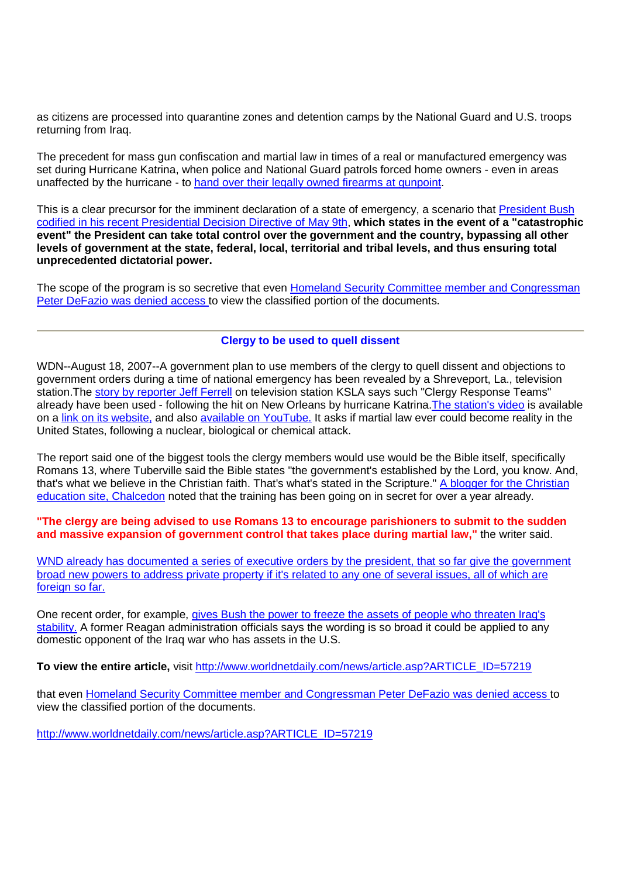as citizens are processed into quarantine zones and detention camps by the National Guard and U.S. troops returning from Iraq.

The precedent for mass gun confiscation and martial law in times of a real or manufactured emergency was set during Hurricane Katrina, when police and National Guard patrols forced home owners - even in areas unaffected by the hurricane - to hand over their legally owned firearms at gunpoint.

This is a clear precursor for the imminent declaration of a state of emergency, a scenario that President Bush codified in his recent Presidential Decision Directive of May 9th, **which states in the event of a "catastrophic event" the President can take total control over the government and the country, bypassing all other levels of government at the state, federal, local, territorial and tribal levels, and thus ensuring total unprecedented dictatorial power.**

The scope of the program is so secretive that even Homeland Security Committee member and Congressman Peter DeFazio was denied access to view the classified portion of the documents.

---

## Clergy to be used to quell dissent

WDN--August 18, 2007--A government plan to use members of the clergy to quell dissent and objections to government orders during a time of national emergency has been revealed by a Shreveport, La., television station.The story by reporter Jeff Ferrell on television station KSLA says such "Clergy Response Teams" already have been used - following the hit on New Orleans by hurricane Katrina.The station's video is available on a link on its website, and also available on YouTube. It asks if martial law ever could become reality in the United States, following a nuclear, biological or chemical attack.

The report said one of the biggest tools the clergy members would use would be the Bible itself, specifically Romans 13, where Tuberville said the Bible states "the government's established by the Lord, you know. And, that's what we believe in the Christian faith. That's what's stated in the Scripture." A blogger for the Christian education site, Chalcedon noted that the training has been going on in secret for over a year already.

**"The clergy are being advised to use Romans 13 to encourage parishioners to submit to the sudden and massive expansion of government control that takes place during martial law,"** the writer said.

WND already has documented a series of executive orders by the president, that so far give the government broad new powers to address private property if it's related to any one of several issues, all of which are foreign so far.

One recent order, for example, gives Bush the power to freeze the assets of people who threaten Iraq's stability. A former Reagan administration officials says the wording is so broad it could be applied to any domestic opponent of the Iraq war who has assets in the U.S.

**To view the entire article,** visit http://www.worldnetdaily.com/news/article.asp?ARTICLE_ID=57219

that even Homeland Security Committee member and Congressman Peter DeFazio was denied access to view the classified portion of the documents.

http://www.worldnetdaily.com/news/article.asp?ARTICLE_ID=57219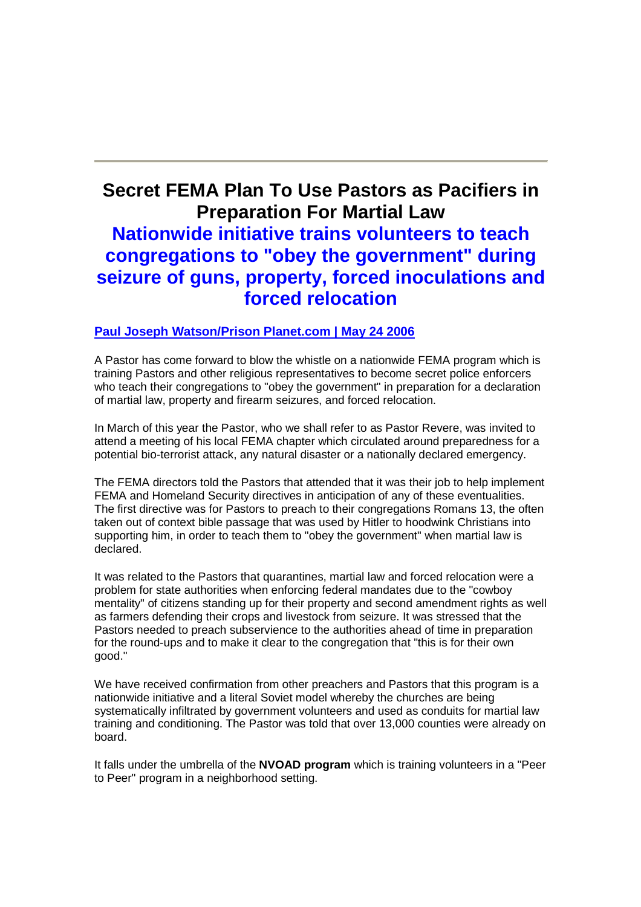# Secret FEMA Plan To Use Pastors as Pacifiers in Preparation For Martial Law

## Nationwide initiative trains volunteers to teach congregations to "obey the government" during seizure of guns, property, forced inoculations and forced relocation

**Paul Joseph Watson/Prison Planet.com | May 24 2006**

A Pastor has come forward to blow the whistle on a nationwide FEMA program which is training Pastors and other religious representatives to become secret police enforcers who teach their congregations to "obey the government" in preparation for a declaration of martial law, property and firearm seizures, and forced relocation.

In March of this year the Pastor, who we shall refer to as Pastor Revere, was invited to attend a meeting of his local FEMA chapter which circulated around preparedness for a potential bio-terrorist attack, any natural disaster or a nationally declared emergency.

The FEMA directors told the Pastors that attended that it was their job to help implement FEMA and Homeland Security directives in anticipation of any of these eventualities. The first directive was for Pastors to preach to their congregations Romans 13, the often taken out of context bible passage that was used by Hitler to hoodwink Christians into supporting him, in order to teach them to "obey the government" when martial law is declared.

It was related to the Pastors that quarantines, martial law and forced relocation were a problem for state authorities when enforcing federal mandates due to the "cowboy mentality" of citizens standing up for their property and second amendment rights as well as farmers defending their crops and livestock from seizure. It was stressed that the Pastors needed to preach subservience to the authorities ahead of time in preparation for the round-ups and to make it clear to the congregation that "this is for their own good."

We have received confirmation from other preachers and Pastors that this program is a nationwide initiative and a literal Soviet model whereby the churches are being systematically infiltrated by government volunteers and used as conduits for martial law training and conditioning. The Pastor was told that over 13,000 counties were already on board.

It falls under the umbrella of the **NVOAD program** which is training volunteers in a "Peer to Peer" program in a neighborhood setting.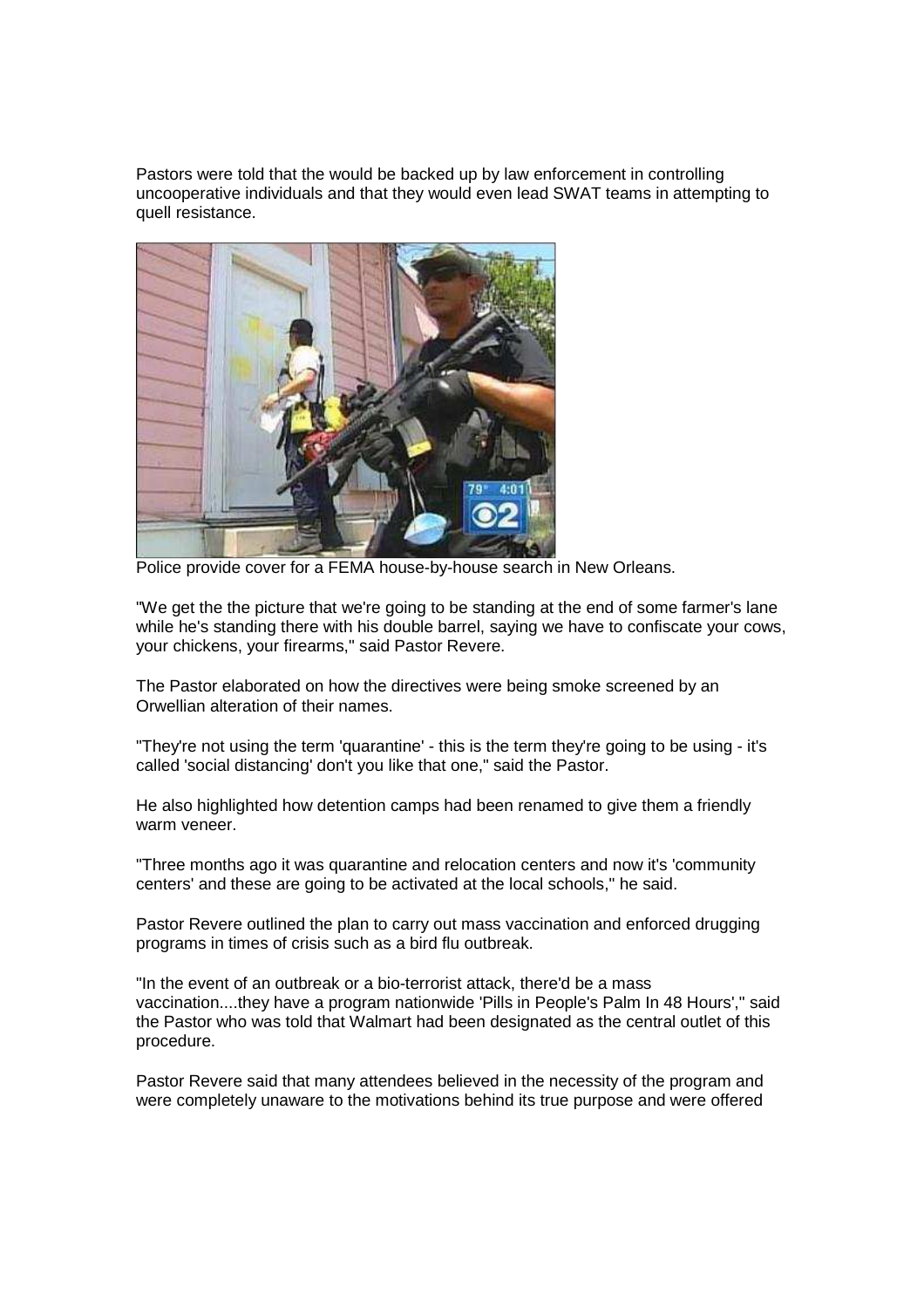Pastors were told that the would be backed up by law enforcement in controlling uncooperative individuals and that they would even lead SWAT teams in attempting to quell resistance.

Police provide cover for a FEMA house-by-house search in New Orleans.

"We get the the picture that we're going to be standing at the end of some farmer's lane while he's standing there with his double barrel, saying we have to confiscate your cows, your chickens, your firearms," said Pastor Revere.

The Pastor elaborated on how the directives were being smoke screened by an Orwellian alteration of their names.

"They're not using the term 'quarantine' - this is the term they're going to be using - it's called 'social distancing' don't you like that one," said the Pastor.

He also highlighted how detention camps had been renamed to give them a friendly warm veneer.

"Three months ago it was quarantine and relocation centers and now it's 'community centers' and these are going to be activated at the local schools," he said.

Pastor Revere outlined the plan to carry out mass vaccination and enforced drugging programs in times of crisis such as a bird flu outbreak.

"In the event of an outbreak or a bio-terrorist attack, there'd be a mass vaccination....they have a program nationwide 'Pills in People's Palm In 48 Hours'," said the Pastor who was told that Walmart had been designated as the central outlet of this procedure.

Pastor Revere said that many attendees believed in the necessity of the program and were completely unaware to the motivations behind its true purpose and were offered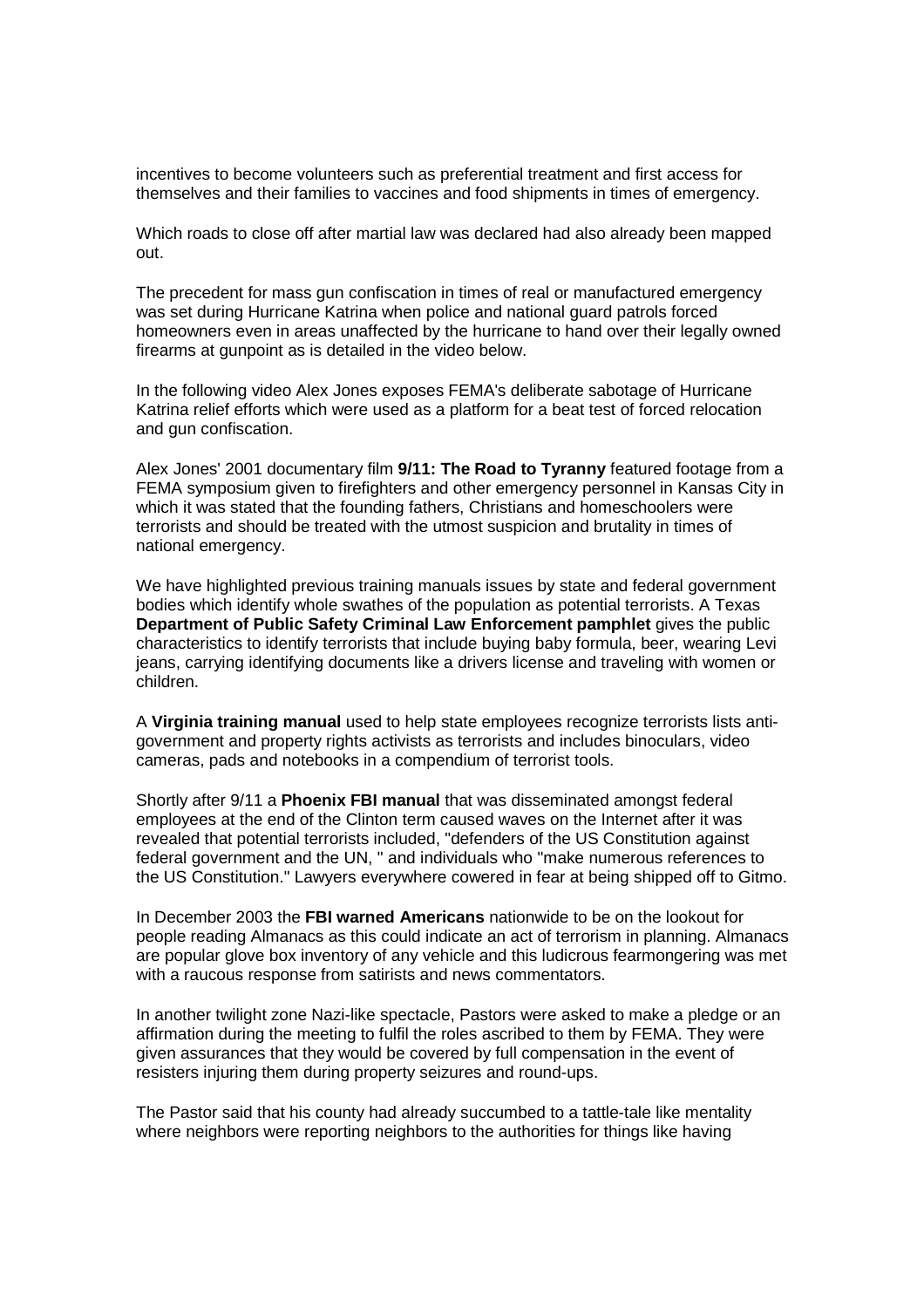incentives to become volunteers such as preferential treatment and first access for themselves and their families to vaccines and food shipments in times of emergency.

Which roads to close off after martial law was declared had also already been mapped out.

The precedent for mass gun confiscation in times of real or manufactured emergency was set during Hurricane Katrina when police and national guard patrols forced homeowners even in areas unaffected by the hurricane to hand over their legally owned firearms at gunpoint as is detailed in the video below.

In the following video Alex Jones exposes FEMA's deliberate sabotage of Hurricane Katrina relief efforts which were used as a platform for a beat test of forced relocation and gun confiscation.

Alex Jones' 2001 documentary film **9/11: The Road to Tyranny** featured footage from a FEMA symposium given to firefighters and other emergency personnel in Kansas City in which it was stated that the founding fathers, Christians and homeschoolers were terrorists and should be treated with the utmost suspicion and brutality in times of national emergency.

We have highlighted previous training manuals issues by state and federal government bodies which identify whole swathes of the population as potential terrorists. A Texas **Department of Public Safety Criminal Law Enforcement pamphlet** gives the public characteristics to identify terrorists that include buying baby formula, beer, wearing Levi jeans, carrying identifying documents like a drivers license and traveling with women or children.

A **Virginia training manual** used to help state employees recognize terrorists lists anti-government and property rights activists as terrorists and includes binoculars, video cameras, pads and notebooks in a compendium of terrorist tools.

Shortly after 9/11 a **Phoenix FBI manual** that was disseminated amongst federal employees at the end of the Clinton term caused waves on the Internet after it was revealed that potential terrorists included, "defenders of the US Constitution against federal government and the UN, " and individuals who "make numerous references to the US Constitution." Lawyers everywhere cowered in fear at being shipped off to Gitmo.

In December 2003 the **FBI warned Americans** nationwide to be on the lookout for people reading Almanacs as this could indicate an act of terrorism in planning. Almanacs are popular glove box inventory of any vehicle and this ludicrous fearmongering was met with a raucous response from satirists and news commentators.

In another twilight zone Nazi-like spectacle, Pastors were asked to make a pledge or an affirmation during the meeting to fulfil the roles ascribed to them by FEMA. They were given assurances that they would be covered by full compensation in the event of resisters injuring them during property seizures and round-ups.

The Pastor said that his county had already succumbed to a tattle-tale like mentality where neighbors were reporting neighbors to the authorities for things like having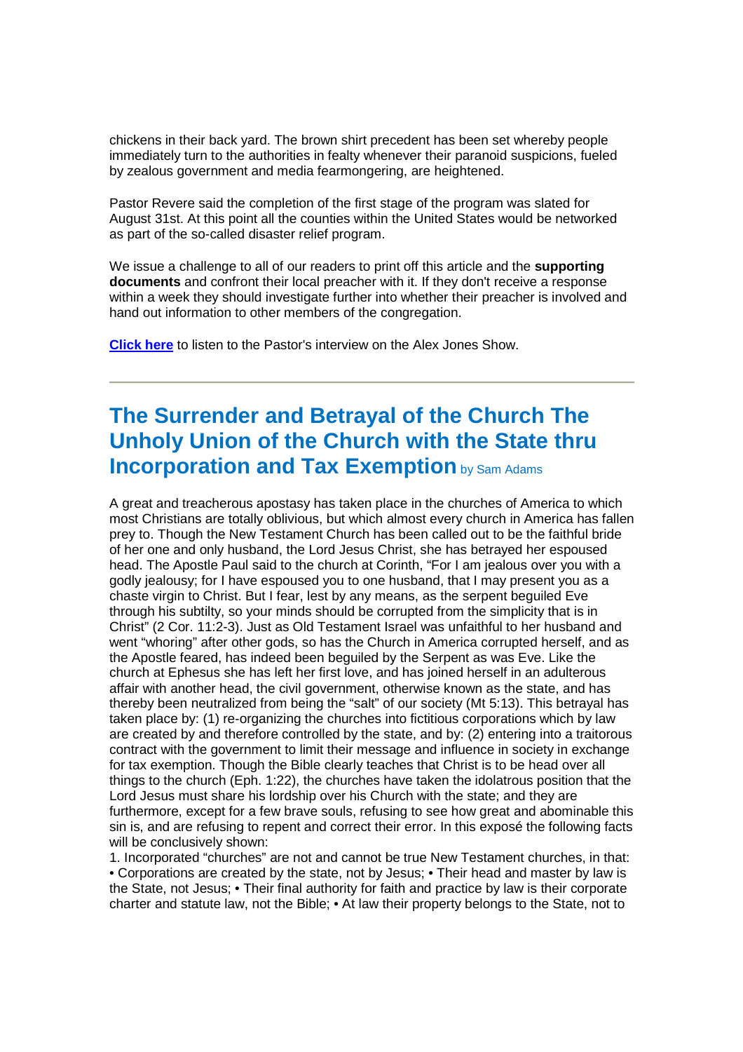chickens in their back yard. The brown shirt precedent has been set whereby people immediately turn to the authorities in fealty whenever their paranoid suspicions, fueled by zealous government and media fearmongering, are heightened.

Pastor Revere said the completion of the first stage of the program was slated for August 31st. At this point all the counties within the United States would be networked as part of the so-called disaster relief program.

We issue a challenge to all of our readers to print off this article and the **supporting documents** and confront their local preacher with it. If they don't receive a response within a week they should investigate further into whether their preacher is involved and hand out information to other members of the congregation.

**Click here** to listen to the Pastor's interview on the Alex Jones Show.

---

## The Surrender and Betrayal of the Church The Unholy Union of the Church with the State thru Incorporation and Tax Exemption by Sam Adams

A great and treacherous apostasy has taken place in the churches of America to which most Christians are totally oblivious, but which almost every church in America has fallen prey to. Though the New Testament Church has been called out to be the faithful bride of her one and only husband, the Lord Jesus Christ, she has betrayed her espoused head. The Apostle Paul said to the church at Corinth, "For I am jealous over you with a godly jealousy; for I have espoused you to one husband, that I may present you as a chaste virgin to Christ. But I fear, lest by any means, as the serpent beguiled Eve through his subtilty, so your minds should be corrupted from the simplicity that is in Christ" (2 Cor. 11:2-3). Just as Old Testament Israel was unfaithful to her husband and went "whoring" after other gods, so has the Church in America corrupted herself, and as the Apostle feared, has indeed been beguiled by the Serpent as was Eve. Like the church at Ephesus she has left her first love, and has joined herself in an adulterous affair with another head, the civil government, otherwise known as the state, and has thereby been neutralized from being the "salt" of our society (Mt 5:13). This betrayal has taken place by: (1) re-organizing the churches into fictitious corporations which by law are created by and therefore controlled by the state, and by: (2) entering into a traitorous contract with the government to limit their message and influence in society in exchange for tax exemption. Though the Bible clearly teaches that Christ is to be head over all things to the church (Eph. 1:22), the churches have taken the idolatrous position that the Lord Jesus must share his lordship over his Church with the state; and they are furthermore, except for a few brave souls, refusing to see how great and abominable this sin is, and are refusing to repent and correct their error. In this exposé the following facts will be conclusively shown:

1. Incorporated "churches" are not and cannot be true New Testament churches, in that: • Corporations are created by the state, not by Jesus; • Their head and master by law is the State, not Jesus; • Their final authority for faith and practice by law is their corporate charter and statute law, not the Bible; • At law their property belongs to the State, not to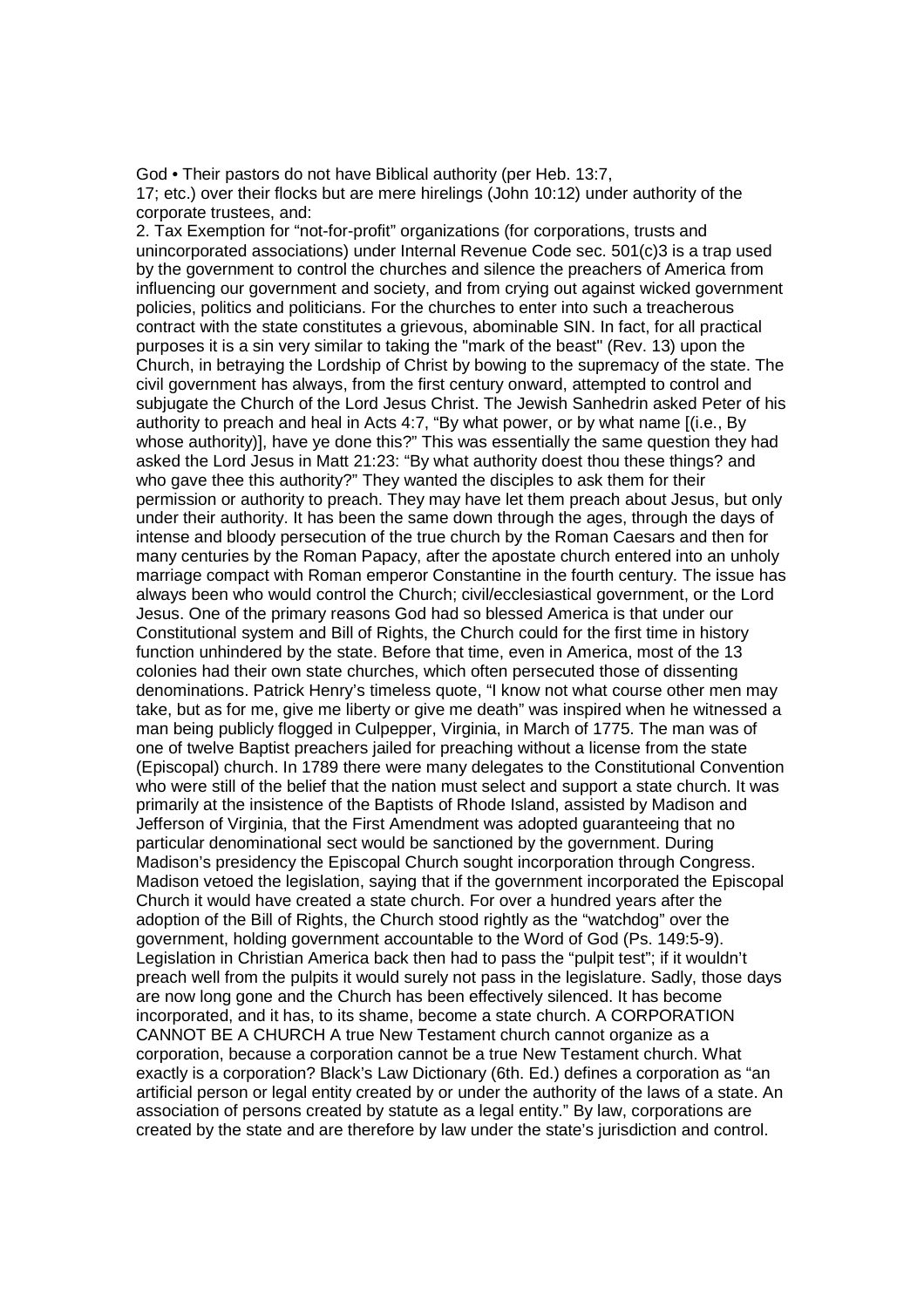God • Their pastors do not have Biblical authority (per Heb. 13:7, 17; etc.) over their flocks but are mere hirelings (John 10:12) under authority of the corporate trustees, and:

2. Tax Exemption for "not-for-profit" organizations (for corporations, trusts and unincorporated associations) under Internal Revenue Code sec. 501(c)3 is a trap used by the government to control the churches and silence the preachers of America from influencing our government and society, and from crying out against wicked government policies, politics and politicians. For the churches to enter into such a treacherous contract with the state constitutes a grievous, abominable SIN. In fact, for all practical purposes it is a sin very similar to taking the "mark of the beast" (Rev. 13) upon the Church, in betraying the Lordship of Christ by bowing to the supremacy of the state. The civil government has always, from the first century onward, attempted to control and subjugate the Church of the Lord Jesus Christ. The Jewish Sanhedrin asked Peter of his authority to preach and heal in Acts 4:7, "By what power, or by what name [(i.e., By whose authority)], have ye done this?" This was essentially the same question they had asked the Lord Jesus in Matt 21:23: "By what authority doest thou these things? and who gave thee this authority?" They wanted the disciples to ask them for their permission or authority to preach. They may have let them preach about Jesus, but only under their authority. It has been the same down through the ages, through the days of intense and bloody persecution of the true church by the Roman Caesars and then for many centuries by the Roman Papacy, after the apostate church entered into an unholy marriage compact with Roman emperor Constantine in the fourth century. The issue has always been who would control the Church; civil/ecclesiastical government, or the Lord Jesus. One of the primary reasons God had so blessed America is that under our Constitutional system and Bill of Rights, the Church could for the first time in history function unhindered by the state. Before that time, even in America, most of the 13 colonies had their own state churches, which often persecuted those of dissenting denominations. Patrick Henry's timeless quote, "I know not what course other men may take, but as for me, give me liberty or give me death" was inspired when he witnessed a man being publicly flogged in Culpepper, Virginia, in March of 1775. The man was of one of twelve Baptist preachers jailed for preaching without a license from the state (Episcopal) church. In 1789 there were many delegates to the Constitutional Convention who were still of the belief that the nation must select and support a state church. It was primarily at the insistence of the Baptists of Rhode Island, assisted by Madison and Jefferson of Virginia, that the First Amendment was adopted guaranteeing that no particular denominational sect would be sanctioned by the government. During Madison's presidency the Episcopal Church sought incorporation through Congress. Madison vetoed the legislation, saying that if the government incorporated the Episcopal Church it would have created a state church. For over a hundred years after the adoption of the Bill of Rights, the Church stood rightly as the "watchdog" over the government, holding government accountable to the Word of God (Ps. 149:5-9). Legislation in Christian America back then had to pass the "pulpit test"; if it wouldn't preach well from the pulpits it would surely not pass in the legislature. Sadly, those days are now long gone and the Church has been effectively silenced. It has become incorporated, and it has, to its shame, become a state church. A CORPORATION CANNOT BE A CHURCH A true New Testament church cannot organize as a corporation, because a corporation cannot be a true New Testament church. What exactly is a corporation? Black's Law Dictionary (6th. Ed.) defines a corporation as "an artificial person or legal entity created by or under the authority of the laws of a state. An association of persons created by statute as a legal entity." By law, corporations are created by the state and are therefore by law under the state's jurisdiction and control.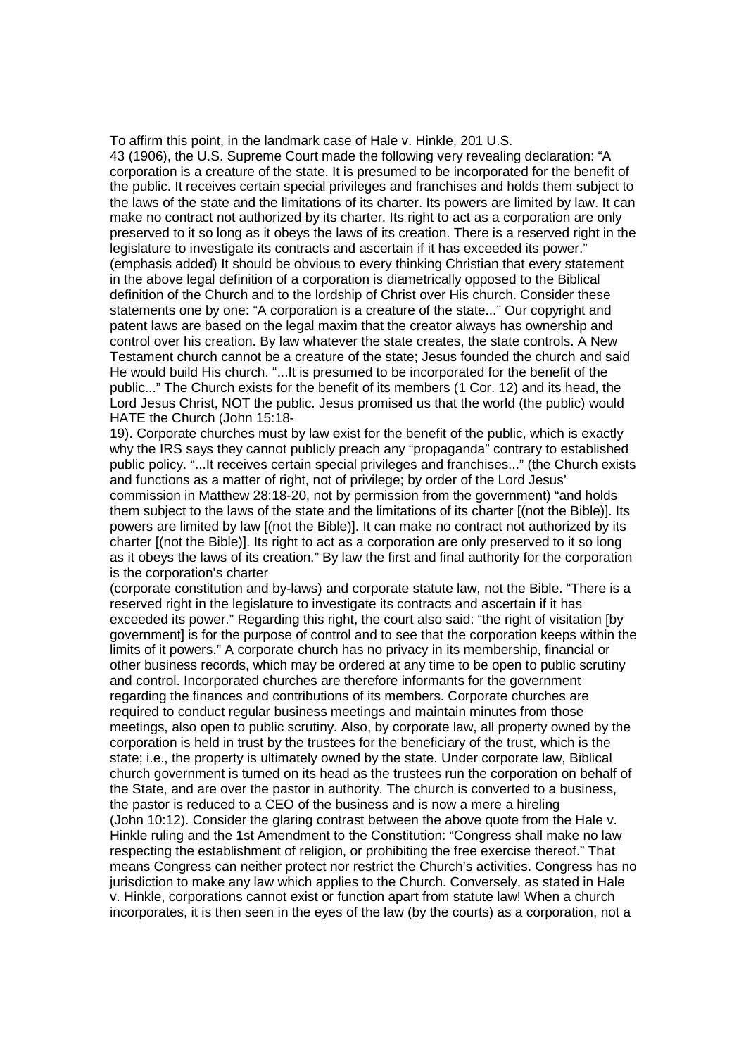To affirm this point, in the landmark case of Hale v. Hinkle, 201 U.S. 43 (1906), the U.S. Supreme Court made the following very revealing declaration: “A corporation is a creature of the state. It is presumed to be incorporated for the benefit of the public. It receives certain special privileges and franchises and holds them subject to the laws of the state and the limitations of its charter. Its powers are limited by law. It can make no contract not authorized by its charter. Its right to act as a corporation are only preserved to it so long as it obeys the laws of its creation. There is a reserved right in the legislature to investigate its contracts and ascertain if it has exceeded its power.” (emphasis added) It should be obvious to every thinking Christian that every statement in the above legal definition of a corporation is diametrically opposed to the Biblical definition of the Church and to the lordship of Christ over His church. Consider these statements one by one: “A corporation is a creature of the state...” Our copyright and patent laws are based on the legal maxim that the creator always has ownership and control over his creation. By law whatever the state creates, the state controls. A New Testament church cannot be a creature of the state; Jesus founded the church and said He would build His church. “...It is presumed to be incorporated for the benefit of the public...” The Church exists for the benefit of its members (1 Cor. 12) and its head, the Lord Jesus Christ, NOT the public. Jesus promised us that the world (the public) would HATE the Church (John 15:18-19). Corporate churches must by law exist for the benefit of the public, which is exactly why the IRS says they cannot publicly preach any “propaganda” contrary to established public policy. “...It receives certain special privileges and franchises...” (the Church exists and functions as a matter of right, not of privilege; by order of the Lord Jesus’ commission in Matthew 28:18-20, not by permission from the government) “and holds them subject to the laws of the state and the limitations of its charter [(not the Bible)]. Its powers are limited by law [(not the Bible)]. It can make no contract not authorized by its charter [(not the Bible)]. Its right to act as a corporation are only preserved to it so long as it obeys the laws of its creation.” By law the first and final authority for the corporation is the corporation’s charter (corporate constitution and by-laws) and corporate statute law, not the Bible. “There is a reserved right in the legislature to investigate its contracts and ascertain if it has exceeded its power.” Regarding this right, the court also said: “the right of visitation [by government] is for the purpose of control and to see that the corporation keeps within the limits of it powers.” A corporate church has no privacy in its membership, financial or other business records, which may be ordered at any time to be open to public scrutiny and control. Incorporated churches are therefore informants for the government regarding the finances and contributions of its members. Corporate churches are required to conduct regular business meetings and maintain minutes from those meetings, also open to public scrutiny. Also, by corporate law, all property owned by the corporation is held in trust by the trustees for the beneficiary of the trust, which is the state; i.e., the property is ultimately owned by the state. Under corporate law, Biblical church government is turned on its head as the trustees run the corporation on behalf of the State, and are over the pastor in authority. The church is converted to a business, the pastor is reduced to a CEO of the business and is now a mere a hireling (John 10:12). Consider the glaring contrast between the above quote from the Hale v. Hinkle ruling and the 1st Amendment to the Constitution: “Congress shall make no law respecting the establishment of religion, or prohibiting the free exercise thereof.” That means Congress can neither protect nor restrict the Church’s activities. Congress has no jurisdiction to make any law which applies to the Church. Conversely, as stated in Hale v. Hinkle, corporations cannot exist or function apart from statute law! When a church incorporates, it is then seen in the eyes of the law (by the courts) as a corporation, not a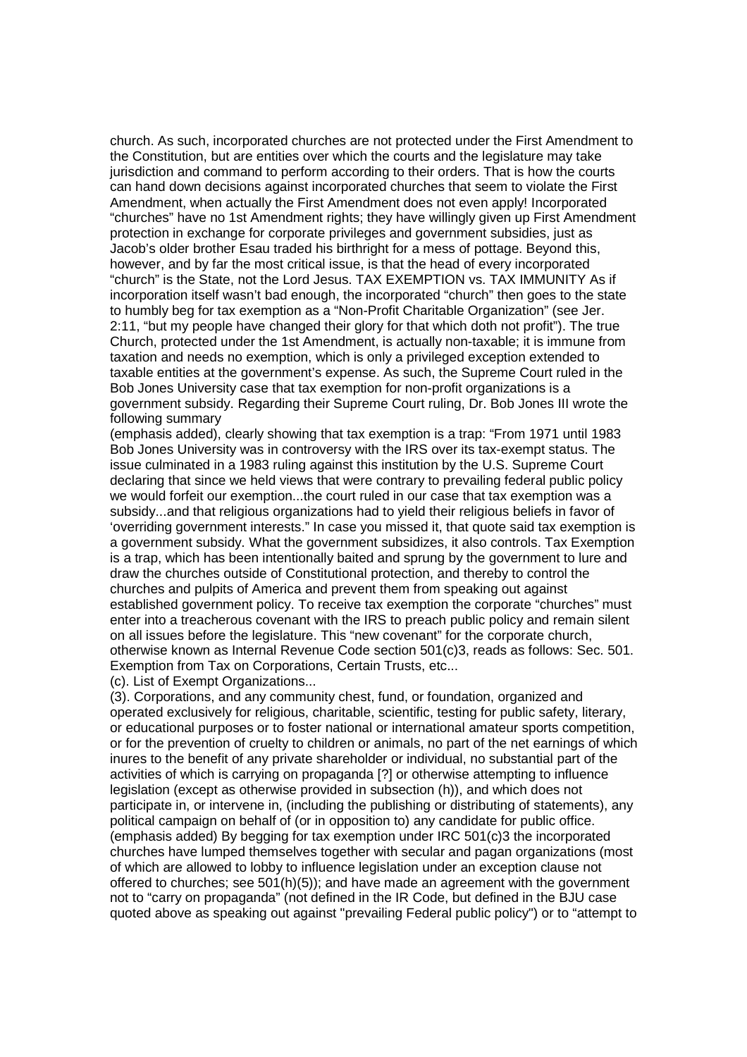church. As such, incorporated churches are not protected under the First Amendment to the Constitution, but are entities over which the courts and the legislature may take jurisdiction and command to perform according to their orders. That is how the courts can hand down decisions against incorporated churches that seem to violate the First Amendment, when actually the First Amendment does not even apply! Incorporated "churches" have no 1st Amendment rights; they have willingly given up First Amendment protection in exchange for corporate privileges and government subsidies, just as Jacob's older brother Esau traded his birthright for a mess of pottage. Beyond this, however, and by far the most critical issue, is that the head of every incorporated "church" is the State, not the Lord Jesus. TAX EXEMPTION vs. TAX IMMUNITY As if incorporation itself wasn't bad enough, the incorporated "church" then goes to the state to humbly beg for tax exemption as a "Non-Profit Charitable Organization" (see Jer. 2:11, "but my people have changed their glory for that which doth not profit"). The true Church, protected under the 1st Amendment, is actually non-taxable; it is immune from taxation and needs no exemption, which is only a privileged exception extended to taxable entities at the government's expense. As such, the Supreme Court ruled in the Bob Jones University case that tax exemption for non-profit organizations is a government subsidy. Regarding their Supreme Court ruling, Dr. Bob Jones III wrote the following summary
(emphasis added), clearly showing that tax exemption is a trap: "From 1971 until 1983 Bob Jones University was in controversy with the IRS over its tax-exempt status. The issue culminated in a 1983 ruling against this institution by the U.S. Supreme Court declaring that since we held views that were contrary to prevailing federal public policy we would forfeit our exemption...the court ruled in our case that tax exemption was a subsidy...and that religious organizations had to yield their religious beliefs in favor of 'overriding government interests." In case you missed it, that quote said tax exemption is a government subsidy. What the government subsidizes, it also controls. Tax Exemption is a trap, which has been intentionally baited and sprung by the government to lure and draw the churches outside of Constitutional protection, and thereby to control the churches and pulpits of America and prevent them from speaking out against established government policy. To receive tax exemption the corporate "churches" must enter into a treacherous covenant with the IRS to preach public policy and remain silent on all issues before the legislature. This "new covenant" for the corporate church, otherwise known as Internal Revenue Code section 501(c)3, reads as follows: Sec. 501. Exemption from Tax on Corporations, Certain Trusts, etc...
(c). List of Exempt Organizations...
(3). Corporations, and any community chest, fund, or foundation, organized and operated exclusively for religious, charitable, scientific, testing for public safety, literary, or educational purposes or to foster national or international amateur sports competition, or for the prevention of cruelty to children or animals, no part of the net earnings of which inures to the benefit of any private shareholder or individual, no substantial part of the activities of which is carrying on propaganda [?] or otherwise attempting to influence legislation (except as otherwise provided in subsection (h)), and which does not participate in, or intervene in, (including the publishing or distributing of statements), any political campaign on behalf of (or in opposition to) any candidate for public office. (emphasis added) By begging for tax exemption under IRC 501(c)3 the incorporated churches have lumped themselves together with secular and pagan organizations (most of which are allowed to lobby to influence legislation under an exception clause not offered to churches; see 501(h)(5)); and have made an agreement with the government not to "carry on propaganda" (not defined in the IR Code, but defined in the BJU case quoted above as speaking out against "prevailing Federal public policy") or to "attempt to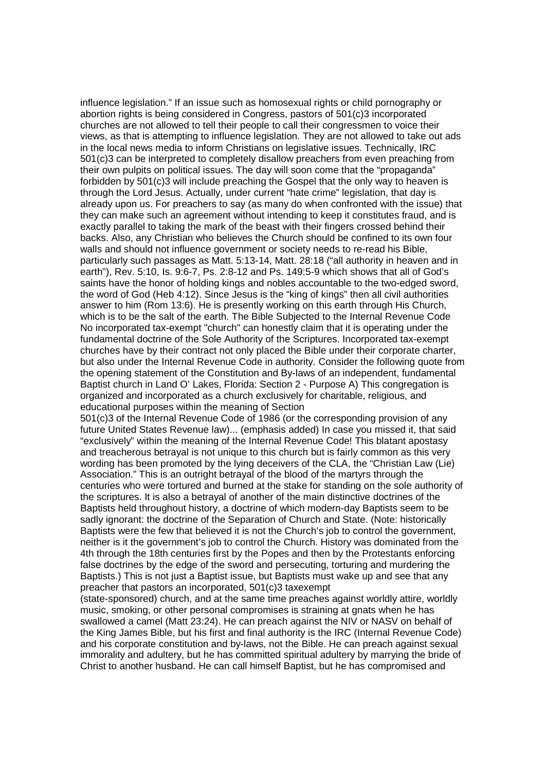influence legislation." If an issue such as homosexual rights or child pornography or abortion rights is being considered in Congress, pastors of 501(c)3 incorporated churches are not allowed to tell their people to call their congressmen to voice their views, as that is attempting to influence legislation. They are not allowed to take out ads in the local news media to inform Christians on legislative issues. Technically, IRC 501(c)3 can be interpreted to completely disallow preachers from even preaching from their own pulpits on political issues. The day will soon come that the "propaganda" forbidden by 501(c)3 will include preaching the Gospel that the only way to heaven is through the Lord Jesus. Actually, under current "hate crime" legislation, that day is already upon us. For preachers to say (as many do when confronted with the issue) that they can make such an agreement without intending to keep it constitutes fraud, and is exactly parallel to taking the mark of the beast with their fingers crossed behind their backs. Also, any Christian who believes the Church should be confined to its own four walls and should not influence government or society needs to re-read his Bible, particularly such passages as Matt. 5:13-14, Matt. 28:18 ("all authority in heaven and in earth"), Rev. 5:10, Is. 9:6-7, Ps. 2:8-12 and Ps. 149:5-9 which shows that all of God's saints have the honor of holding kings and nobles accountable to the two-edged sword, the word of God (Heb 4:12). Since Jesus is the "king of kings" then all civil authorities answer to him (Rom 13:6). He is presently working on this earth through His Church, which is to be the salt of the earth. The Bible Subjected to the Internal Revenue Code No incorporated tax-exempt "church" can honestly claim that it is operating under the fundamental doctrine of the Sole Authority of the Scriptures. Incorporated tax-exempt churches have by their contract not only placed the Bible under their corporate charter, but also under the Internal Revenue Code in authority. Consider the following quote from the opening statement of the Constitution and By-laws of an independent, fundamental Baptist church in Land O' Lakes, Florida: Section 2 - Purpose A) This congregation is organized and incorporated as a church exclusively for charitable, religious, and educational purposes within the meaning of Section

501(c)3 of the Internal Revenue Code of 1986 (or the corresponding provision of any future United States Revenue law)... (emphasis added) In case you missed it, that said "exclusively" within the meaning of the Internal Revenue Code! This blatant apostasy and treacherous betrayal is not unique to this church but is fairly common as this very wording has been promoted by the lying deceivers of the CLA, the "Christian Law (Lie) Association." This is an outright betrayal of the blood of the martyrs through the centuries who were tortured and burned at the stake for standing on the sole authority of the scriptures. It is also a betrayal of another of the main distinctive doctrines of the Baptists held throughout history, a doctrine of which modern-day Baptists seem to be sadly ignorant: the doctrine of the Separation of Church and State. (Note: historically Baptists were the few that believed it is not the Church's job to control the government, neither is it the government's job to control the Church. History was dominated from the 4th through the 18th centuries first by the Popes and then by the Protestants enforcing false doctrines by the edge of the sword and persecuting, torturing and murdering the Baptists.) This is not just a Baptist issue, but Baptists must wake up and see that any preacher that pastors an incorporated, 501(c)3 taxexempt

(state-sponsored) church, and at the same time preaches against worldly attire, worldly music, smoking, or other personal compromises is straining at gnats when he has swallowed a camel (Matt 23:24). He can preach against the NIV or NASV on behalf of the King James Bible, but his first and final authority is the IRC (Internal Revenue Code) and his corporate constitution and by-laws, not the Bible. He can preach against sexual immorality and adultery, but he has committed spiritual adultery by marrying the bride of Christ to another husband. He can call himself Baptist, but he has compromised and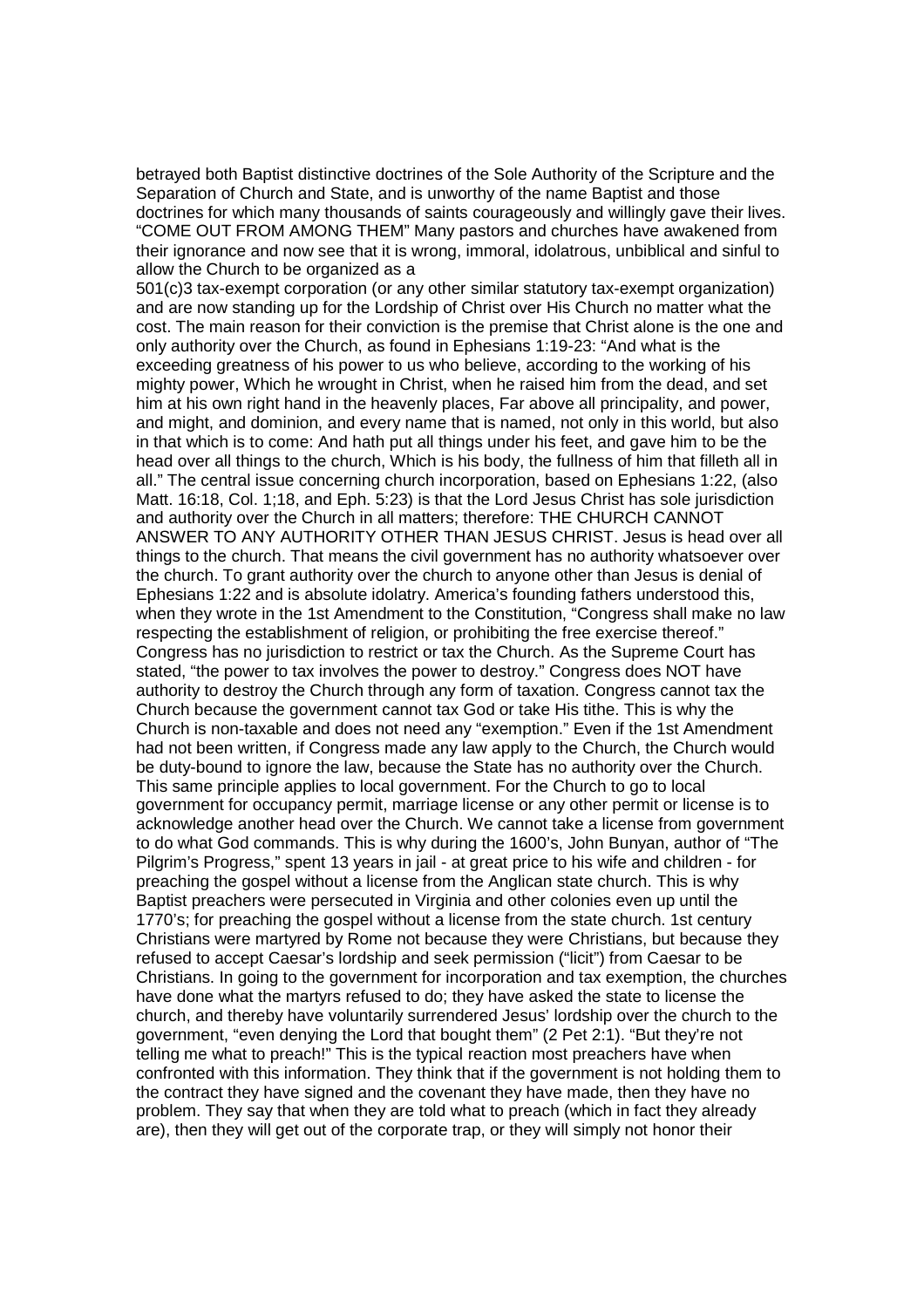betrayed both Baptist distinctive doctrines of the Sole Authority of the Scripture and the Separation of Church and State, and is unworthy of the name Baptist and those doctrines for which many thousands of saints courageously and willingly gave their lives.

"COME OUT FROM AMONG THEM" Many pastors and churches have awakened from their ignorance and now see that it is wrong, immoral, idolatrous, unbiblical and sinful to allow the Church to be organized as a 501(c)3 tax-exempt corporation (or any other similar statutory tax-exempt organization) and are now standing up for the Lordship of Christ over His Church no matter what the cost. The main reason for their conviction is the premise that Christ alone is the one and only authority over the Church, as found in Ephesians 1:19-23: "And what is the exceeding greatness of his power to us who believe, according to the working of his mighty power, Which he wrought in Christ, when he raised him from the dead, and set him at his own right hand in the heavenly places, Far above all principality, and power, and might, and dominion, and every name that is named, not only in this world, but also in that which is to come: And hath put all things under his feet, and gave him to be the head over all things to the church, Which is his body, the fullness of him that filleth all in all." The central issue concerning church incorporation, based on Ephesians 1:22, (also Matt. 16:18, Col. 1;18, and Eph. 5:23) is that the Lord Jesus Christ has sole jurisdiction and authority over the Church in all matters; therefore: THE CHURCH CANNOT ANSWER TO ANY AUTHORITY OTHER THAN JESUS CHRIST. Jesus is head over all things to the church. That means the civil government has no authority whatsoever over the church. To grant authority over the church to anyone other than Jesus is denial of Ephesians 1:22 and is absolute idolatry. America's founding fathers understood this, when they wrote in the 1st Amendment to the Constitution, "Congress shall make no law respecting the establishment of religion, or prohibiting the free exercise thereof." Congress has no jurisdiction to restrict or tax the Church. As the Supreme Court has stated, "the power to tax involves the power to destroy." Congress does NOT have authority to destroy the Church through any form of taxation. Congress cannot tax the Church because the government cannot tax God or take His tithe. This is why the Church is non-taxable and does not need any "exemption." Even if the 1st Amendment had not been written, if Congress made any law apply to the Church, the Church would be duty-bound to ignore the law, because the State has no authority over the Church. This same principle applies to local government. For the Church to go to local government for occupancy permit, marriage license or any other permit or license is to acknowledge another head over the Church. We cannot take a license from government to do what God commands. This is why during the 1600's, John Bunyan, author of "The Pilgrim's Progress," spent 13 years in jail - at great price to his wife and children - for preaching the gospel without a license from the Anglican state church. This is why Baptist preachers were persecuted in Virginia and other colonies even up until the 1770's; for preaching the gospel without a license from the state church. 1st century Christians were martyred by Rome not because they were Christians, but because they refused to accept Caesar's lordship and seek permission ("licit") from Caesar to be Christians. In going to the government for incorporation and tax exemption, the churches have done what the martyrs refused to do; they have asked the state to license the church, and thereby have voluntarily surrendered Jesus' lordship over the church to the government, "even denying the Lord that bought them" (2 Pet 2:1). "But they're not telling me what to preach!" This is the typical reaction most preachers have when confronted with this information. They think that if the government is not holding them to the contract they have signed and the covenant they have made, then they have no problem. They say that when they are told what to preach (which in fact they already are), then they will get out of the corporate trap, or they will simply not honor their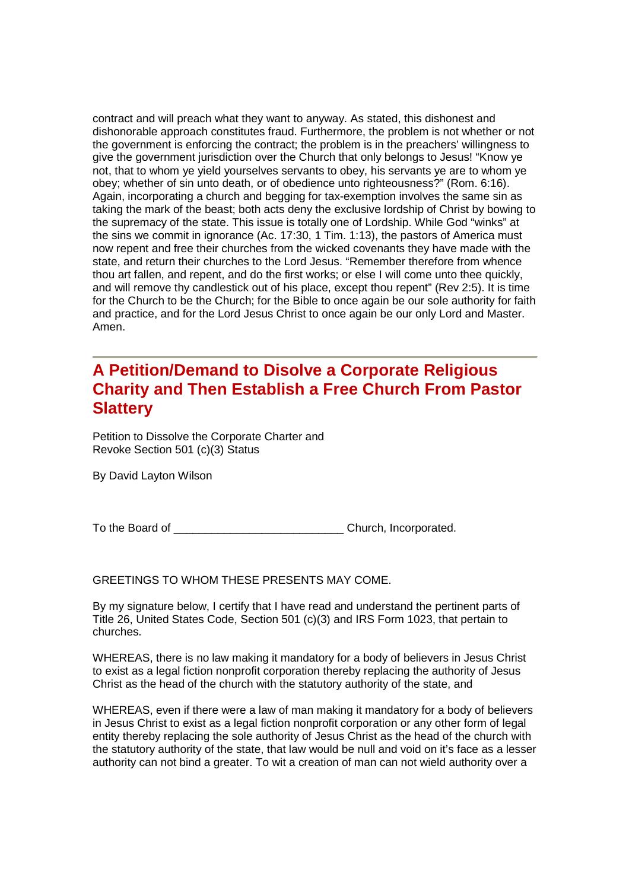contract and will preach what they want to anyway. As stated, this dishonest and dishonorable approach constitutes fraud. Furthermore, the problem is not whether or not the government is enforcing the contract; the problem is in the preachers' willingness to give the government jurisdiction over the Church that only belongs to Jesus! "Know ye not, that to whom ye yield yourselves servants to obey, his servants ye are to whom ye obey; whether of sin unto death, or of obedience unto righteousness?" (Rom. 6:16). Again, incorporating a church and begging for tax-exemption involves the same sin as taking the mark of the beast; both acts deny the exclusive lordship of Christ by bowing to the supremacy of the state. This issue is totally one of Lordship. While God "winks" at the sins we commit in ignorance (Ac. 17:30, 1 Tim. 1:13), the pastors of America must now repent and free their churches from the wicked covenants they have made with the state, and return their churches to the Lord Jesus. "Remember therefore from whence thou art fallen, and repent, and do the first works; or else I will come unto thee quickly, and will remove thy candlestick out of his place, except thou repent" (Rev 2:5). It is time for the Church to be the Church; for the Bible to once again be our sole authority for faith and practice, and for the Lord Jesus Christ to once again be our only Lord and Master. Amen.

---

## A Petition/Demand to Disolve a Corporate Religious Charity and Then Establish a Free Church From Pastor Slattery

Petition to Dissolve the Corporate Charter and
Revoke Section 501 (c)(3) Status

By David Layton Wilson

To the Board of ___________________________ Church, Incorporated.

GREETINGS TO WHOM THESE PRESENTS MAY COME.

By my signature below, I certify that I have read and understand the pertinent parts of Title 26, United States Code, Section 501 (c)(3) and IRS Form 1023, that pertain to churches.

WHEREAS, there is no law making it mandatory for a body of believers in Jesus Christ to exist as a legal fiction nonprofit corporation thereby replacing the authority of Jesus Christ as the head of the church with the statutory authority of the state, and

WHEREAS, even if there were a law of man making it mandatory for a body of believers in Jesus Christ to exist as a legal fiction nonprofit corporation or any other form of legal entity thereby replacing the sole authority of Jesus Christ as the head of the church with the statutory authority of the state, that law would be null and void on it's face as a lesser authority can not bind a greater. To wit a creation of man can not wield authority over a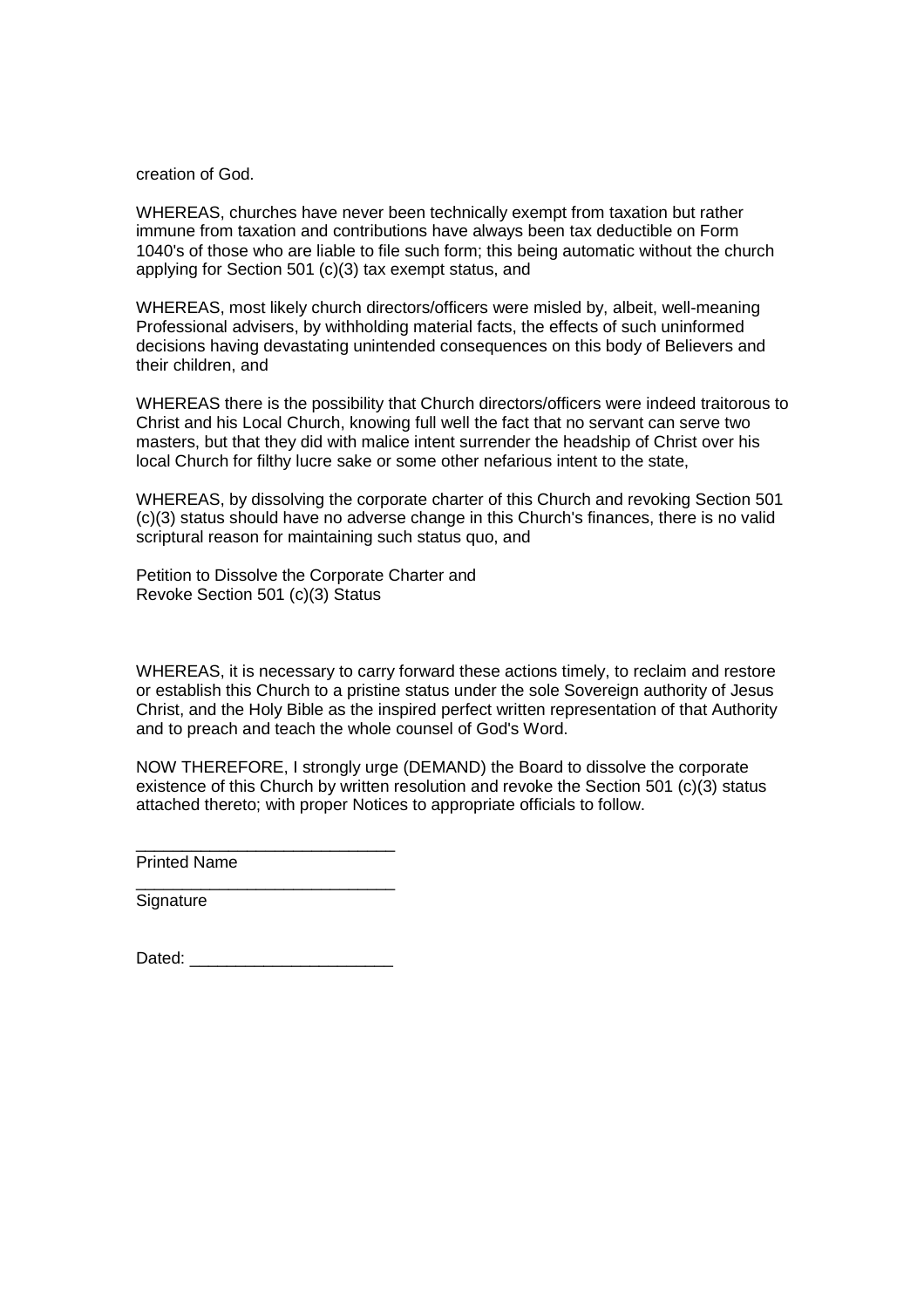creation of God.

WHEREAS, churches have never been technically exempt from taxation but rather immune from taxation and contributions have always been tax deductible on Form 1040's of those who are liable to file such form; this being automatic without the church applying for Section 501 (c)(3) tax exempt status, and

WHEREAS, most likely church directors/officers were misled by, albeit, well-meaning Professional advisers, by withholding material facts, the effects of such uninformed decisions having devastating unintended consequences on this body of Believers and their children, and

WHEREAS there is the possibility that Church directors/officers were indeed traitorous to Christ and his Local Church, knowing full well the fact that no servant can serve two masters, but that they did with malice intent surrender the headship of Christ over his local Church for filthy lucre sake or some other nefarious intent to the state,

WHEREAS, by dissolving the corporate charter of this Church and revoking Section 501 (c)(3) status should have no adverse change in this Church's finances, there is no valid scriptural reason for maintaining such status quo, and

Petition to Dissolve the Corporate Charter and
Revoke Section 501 (c)(3) Status

WHEREAS, it is necessary to carry forward these actions timely, to reclaim and restore or establish this Church to a pristine status under the sole Sovereign authority of Jesus Christ, and the Holy Bible as the inspired perfect written representation of that Authority and to preach and teach the whole counsel of God's Word.

NOW THEREFORE, I strongly urge (DEMAND) the Board to dissolve the corporate existence of this Church by written resolution and revoke the Section 501 (c)(3) status attached thereto; with proper Notices to appropriate officials to follow.

____________________________
Printed Name

____________________________
Signature

Dated: ______________________